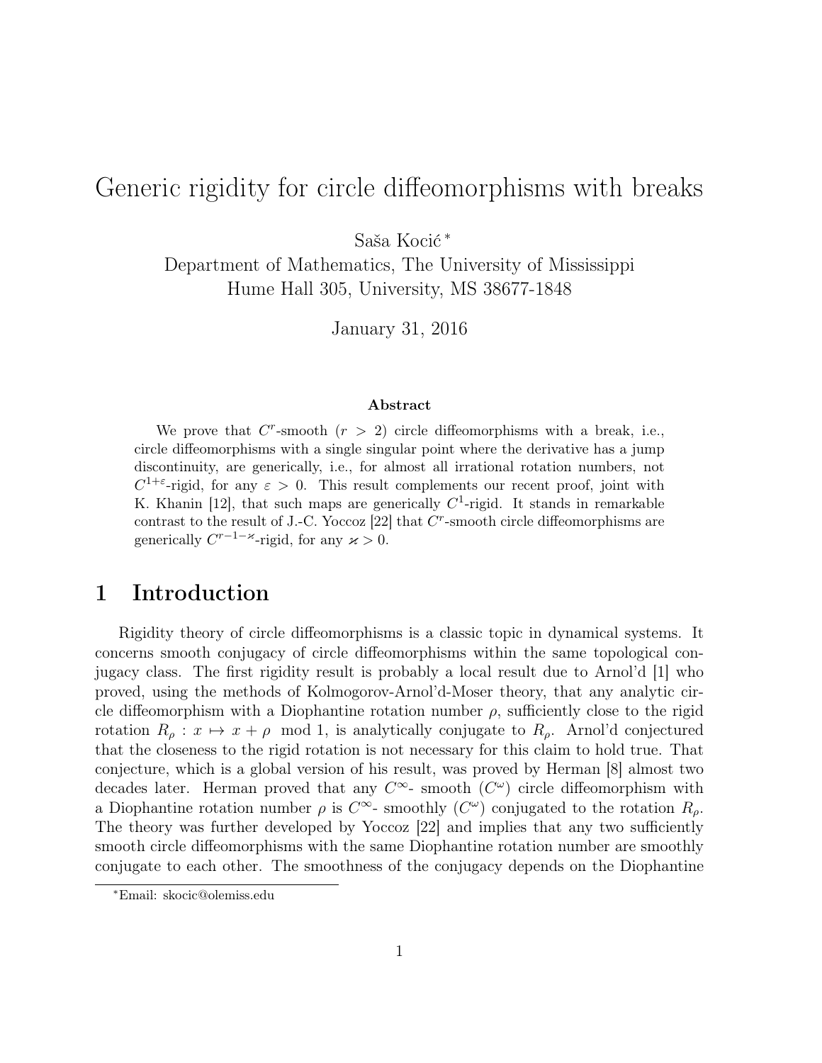# Generic rigidity for circle diffeomorphisms with breaks

Saša Kocić [*]

Department of Mathematics, The University of Mississippi
Hume Hall 305, University, MS 38677-1848

January 31, 2016

### Abstract

We prove that $C^r$-smooth ($r > 2$) circle diffeomorphisms with a break, i.e., circle diffeomorphisms with a single singular point where the derivative has a jump discontinuity, are generically, i.e., for almost all irrational rotation numbers, not $C^{1+\varepsilon}$-rigid, for any $\varepsilon > 0$. This result complements our recent proof, joint with K. Khanin [12], that such maps are generically $C^1$-rigid. It stands in remarkable contrast to the result of J.-C. Yoccoz [22] that $C^r$-smooth circle diffeomorphisms are generically $C^{r-1-\varkappa}$-rigid, for any $\varkappa > 0$.

## 1 Introduction

Rigidity theory of circle diffeomorphisms is a classic topic in dynamical systems. It concerns smooth conjugacy of circle diffeomorphisms within the same topological conjugacy class. The first rigidity result is probably a local result due to Arnol'd [1] who proved, using the methods of Kolmogorov-Arnol'd-Moser theory, that any analytic circle diffeomorphism with a Diophantine rotation number $\rho$, sufficiently close to the rigid rotation $R_\rho : x \mapsto x + \rho \mod 1$, is analytically conjugate to $R_\rho$. Arnol'd conjectured that the closeness to the rigid rotation is not necessary for this claim to hold true. That conjecture, which is a global version of his result, was proved by Herman [8] almost two decades later. Herman proved that any $C^\infty$- smooth ($C^\omega$) circle diffeomorphism with a Diophantine rotation number $\rho$ is $C^\infty$- smoothly ($C^\omega$) conjugated to the rotation $R_\rho$. The theory was further developed by Yoccoz [22] and implies that any two sufficiently smooth circle diffeomorphisms with the same Diophantine rotation number are smoothly conjugate to each other. The smoothness of the conjugacy depends on the Diophantine

[*] Email: skocic@olemiss.edu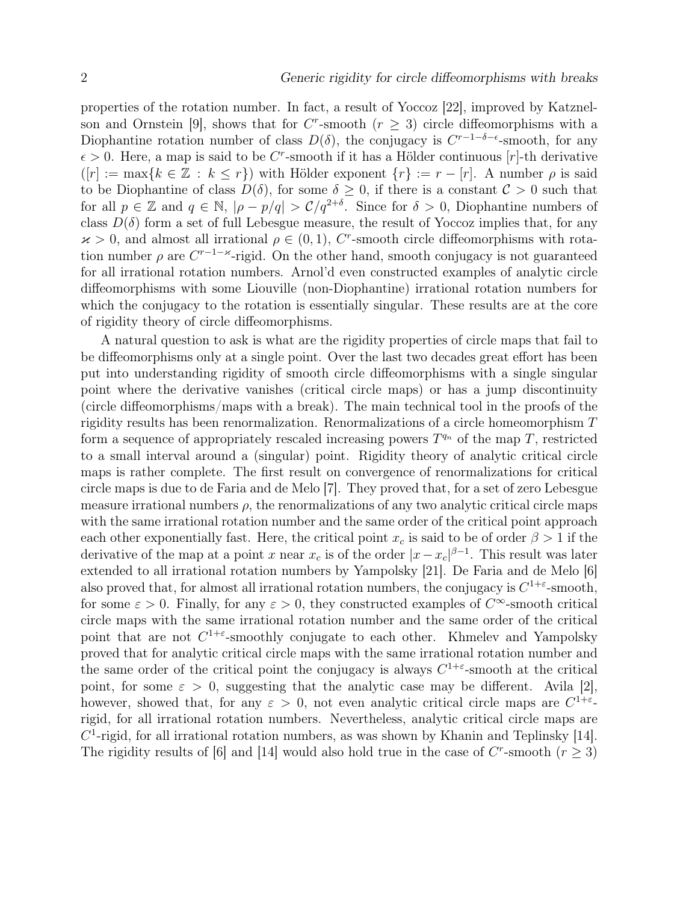properties of the rotation number. In fact, a result of Yoccoz [22], improved by Katznelson and Ornstein [9], shows that for $C^r$-smooth ($r \geq 3$) circle diffeomorphisms with a Diophantine rotation number of class $D(\delta)$, the conjugacy is $C^{r-1-\delta-\epsilon}$-smooth, for any $\epsilon > 0$. Here, a map is said to be $C^r$-smooth if it has a Hölder continuous $[r]$-th derivative ($[r] := \max\{k \in \mathbb{Z} : k \leq r\}$) with Hölder exponent $\{r\} := r - [r]$. A number $\rho$ is said to be Diophantine of class $D(\delta)$, for some $\delta \geq 0$, if there is a constant $\mathcal{C} > 0$ such that for all $p \in \mathbb{Z}$ and $q \in \mathbb{N}$, $|\rho - p/q| > \mathcal{C}/q^{2+\delta}$. Since for $\delta > 0$, Diophantine numbers of class $D(\delta)$ form a set of full Lebesgue measure, the result of Yoccoz implies that, for any $\varkappa > 0$, and almost all irrational $\rho \in (0, 1)$, $C^r$-smooth circle diffeomorphisms with rotation number $\rho$ are $C^{r-1-\varkappa}$-rigid. On the other hand, smooth conjugacy is not guaranteed for all irrational rotation numbers. Arnol'd even constructed examples of analytic circle diffeomorphisms with some Liouville (non-Diophantine) irrational rotation numbers for which the conjugacy to the rotation is essentially singular. These results are at the core of rigidity theory of circle diffeomorphisms.

A natural question to ask is what are the rigidity properties of circle maps that fail to be diffeomorphisms only at a single point. Over the last two decades great effort has been put into understanding rigidity of smooth circle diffeomorphisms with a single singular point where the derivative vanishes (critical circle maps) or has a jump discontinuity (circle diffeomorphisms/maps with a break). The main technical tool in the proofs of the rigidity results has been renormalization. Renormalizations of a circle homeomorphism $T$ form a sequence of appropriately rescaled increasing powers $T^{q_n}$ of the map $T$, restricted to a small interval around a (singular) point. Rigidity theory of analytic critical circle maps is rather complete. The first result on convergence of renormalizations for critical circle maps is due to de Faria and de Melo [7]. They proved that, for a set of zero Lebesgue measure irrational numbers $\rho$, the renormalizations of any two analytic critical circle maps with the same irrational rotation number and the same order of the critical point approach each other exponentially fast. Here, the critical point $x_c$ is said to be of order $\beta > 1$ if the derivative of the map at a point $x$ near $x_c$ is of the order $|x - x_c|^{\beta-1}$. This result was later extended to all irrational rotation numbers by Yampolsky [21]. De Faria and de Melo [6] also proved that, for almost all irrational rotation numbers, the conjugacy is $C^{1+\varepsilon}$-smooth, for some $\varepsilon > 0$. Finally, for any $\varepsilon > 0$, they constructed examples of $C^\infty$-smooth critical circle maps with the same irrational rotation number and the same order of the critical point that are not $C^{1+\varepsilon}$-smoothly conjugate to each other. Khmelev and Yampolsky proved that for analytic critical circle maps with the same irrational rotation number and the same order of the critical point the conjugacy is always $C^{1+\varepsilon}$-smooth at the critical point, for some $\varepsilon > 0$, suggesting that the analytic case may be different. Avila [2], however, showed that, for any $\varepsilon > 0$, not even analytic critical circle maps are $C^{1+\varepsilon}$-rigid, for all irrational rotation numbers. Nevertheless, analytic critical circle maps are $C^1$-rigid, for all irrational rotation numbers, as was shown by Khanin and Teplinsky [14]. The rigidity results of [6] and [14] would also hold true in the case of $C^r$-smooth ($r \geq 3$)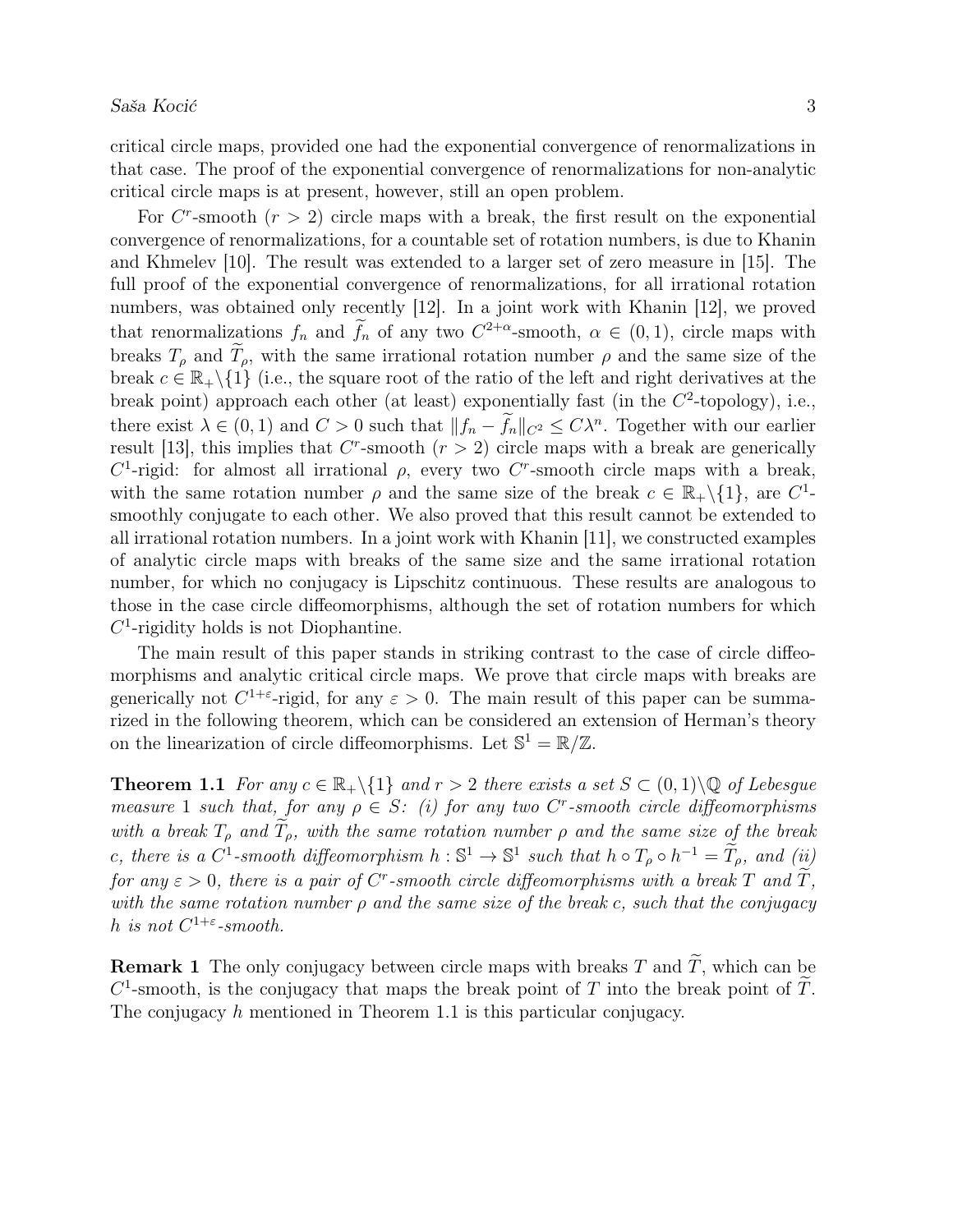critical circle maps, provided one had the exponential convergence of renormalizations in that case. The proof of the exponential convergence of renormalizations for non-analytic critical circle maps is at present, however, still an open problem.

For $C^r$-smooth ($r > 2$) circle maps with a break, the first result on the exponential convergence of renormalizations, for a countable set of rotation numbers, is due to Khanin and Khmelev [10]. The result was extended to a larger set of zero measure in [15]. The full proof of the exponential convergence of renormalizations, for all irrational rotation numbers, was obtained only recently [12]. In a joint work with Khanin [12], we proved that renormalizations $f_n$ and $\widetilde{f}_n$ of any two $C^{2+\alpha}$-smooth, $\alpha \in (0,1)$, circle maps with breaks $T_\rho$ and $\widetilde{T}_\rho$, with the same irrational rotation number $\rho$ and the same size of the break $c \in \mathbb{R}_+ \backslash \{1\}$ (i.e., the square root of the ratio of the left and right derivatives at the break point) approach each other (at least) exponentially fast (in the $C^2$-topology), i.e., there exist $\lambda \in (0,1)$ and $C > 0$ such that $\|f_n - \widetilde{f}_n\|_{C^2} \leq C\lambda^n$. Together with our earlier result [13], this implies that $C^r$-smooth ($r > 2$) circle maps with a break are generically $C^1$-rigid: for almost all irrational $\rho$, every two $C^r$-smooth circle maps with a break, with the same rotation number $\rho$ and the same size of the break $c \in \mathbb{R}_+ \backslash \{1\}$, are $C^1$-smoothly conjugate to each other. We also proved that this result cannot be extended to all irrational rotation numbers. In a joint work with Khanin [11], we constructed examples of analytic circle maps with breaks of the same size and the same irrational rotation number, for which no conjugacy is Lipschitz continuous. These results are analogous to those in the case circle diffeomorphisms, although the set of rotation numbers for which $C^1$-rigidity holds is not Diophantine.

The main result of this paper stands in striking contrast to the case of circle diffeomorphisms and analytic critical circle maps. We prove that circle maps with breaks are generically not $C^{1+\varepsilon}$-rigid, for any $\varepsilon > 0$. The main result of this paper can be summarized in the following theorem, which can be considered an extension of Herman's theory on the linearization of circle diffeomorphisms. Let $\mathbb{S}^1 = \mathbb{R}/\mathbb{Z}$.

**Theorem 1.1** *For any $c \in \mathbb{R}_+ \backslash \{1\}$ and $r > 2$ there exists a set $S \subset (0,1)\backslash\mathbb{Q}$ of Lebesgue measure 1 such that, for any $\rho \in S$: (i) for any two $C^r$-smooth circle diffeomorphisms with a break $T_\rho$ and $\widetilde{T}_\rho$, with the same rotation number $\rho$ and the same size of the break $c$, there is a $C^1$-smooth diffeomorphism $h : \mathbb{S}^1 \to \mathbb{S}^1$ such that $h \circ T_\rho \circ h^{-1} = \widetilde{T}_\rho$, and (ii) for any $\varepsilon > 0$, there is a pair of $C^r$-smooth circle diffeomorphisms with a break $T$ and $\widetilde{T}$, with the same rotation number $\rho$ and the same size of the break $c$, such that the conjugacy $h$ is not $C^{1+\varepsilon}$-smooth.*

**Remark 1** The only conjugacy between circle maps with breaks $T$ and $\widetilde{T}$, which can be $C^1$-smooth, is the conjugacy that maps the break point of $T$ into the break point of $\widetilde{T}$. The conjugacy $h$ mentioned in Theorem 1.1 is this particular conjugacy.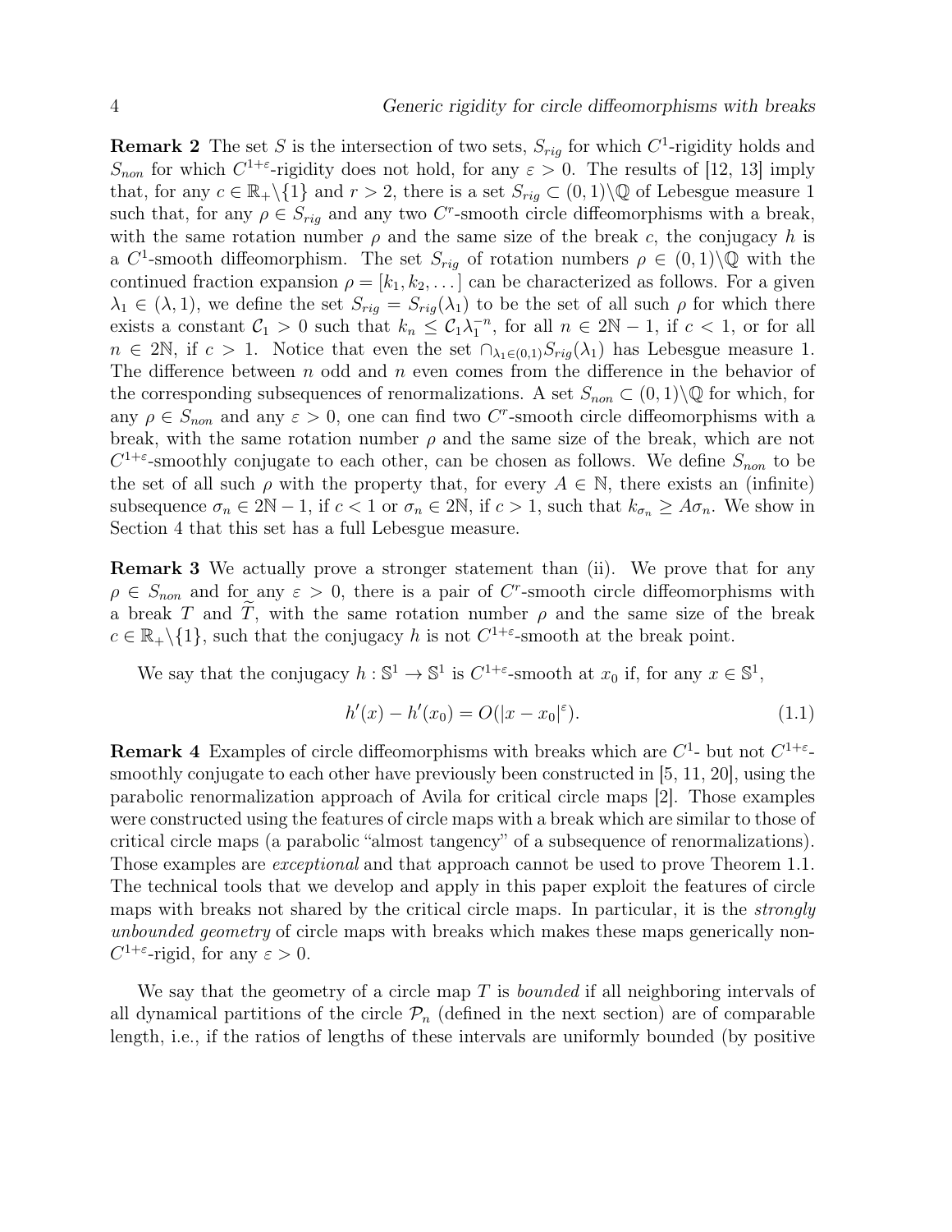**Remark 2** The set $S$ is the intersection of two sets, $S_{rig}$ for which $C^1$-rigidity holds and $S_{non}$ for which $C^{1+\varepsilon}$-rigidity does not hold, for any $\varepsilon > 0$. The results of [12, 13] imply that, for any $c \in \mathbb{R}_+ \backslash \{1\}$ and $r > 2$, there is a set $S_{rig} \subset (0,1) \backslash \mathbb{Q}$ of Lebesgue measure 1 such that, for any $\rho \in S_{rig}$ and any two $C^r$-smooth circle diffeomorphisms with a break, with the same rotation number $\rho$ and the same size of the break $c$, the conjugacy $h$ is a $C^1$-smooth diffeomorphism. The set $S_{rig}$ of rotation numbers $\rho \in (0,1) \backslash \mathbb{Q}$ with the continued fraction expansion $\rho = [k_1, k_2, \dots]$ can be characterized as follows. For a given $\lambda_1 \in (\lambda, 1)$, we define the set $S_{rig} = S_{rig}(\lambda_1)$ to be the set of all such $\rho$ for which there exists a constant $\mathcal{C}_1 > 0$ such that $k_n \le \mathcal{C}_1 \lambda_1^{-n}$, for all $n \in 2\mathbb{N} - 1$, if $c < 1$, or for all $n \in 2\mathbb{N}$, if $c > 1$. Notice that even the set $\cap_{\lambda_1 \in (0,1)} S_{rig}(\lambda_1)$ has Lebesgue measure 1. The difference between $n$ odd and $n$ even comes from the difference in the behavior of the corresponding subsequences of renormalizations. A set $S_{non} \subset (0,1) \backslash \mathbb{Q}$ for which, for any $\rho \in S_{non}$ and any $\varepsilon > 0$, one can find two $C^r$-smooth circle diffeomorphisms with a break, with the same rotation number $\rho$ and the same size of the break, which are not $C^{1+\varepsilon}$-smoothly conjugate to each other, can be chosen as follows. We define $S_{non}$ to be the set of all such $\rho$ with the property that, for every $A \in \mathbb{N}$, there exists an (infinite) subsequence $\sigma_n \in 2\mathbb{N} - 1$, if $c < 1$ or $\sigma_n \in 2\mathbb{N}$, if $c > 1$, such that $k_{\sigma_n} \ge A\sigma_n$. We show in Section 4 that this set has a full Lebesgue measure.

**Remark 3** We actually prove a stronger statement than (ii). We prove that for any $\rho \in S_{non}$ and for any $\varepsilon > 0$, there is a pair of $C^r$-smooth circle diffeomorphisms with a break $T$ and $\widetilde{T}$, with the same rotation number $\rho$ and the same size of the break $c \in \mathbb{R}_+ \backslash \{1\}$, such that the conjugacy $h$ is not $C^{1+\varepsilon}$-smooth at the break point.

We say that the conjugacy $h : \mathbb{S}^1 \to \mathbb{S}^1$ is $C^{1+\varepsilon}$-smooth at $x_0$ if, for any $x \in \mathbb{S}^1$,

$$h'(x) - h'(x_0) = O(|x - x_0|^{\varepsilon}). \tag{1.1}$$

**Remark 4** Examples of circle diffeomorphisms with breaks which are $C^1$- but not $C^{1+\varepsilon}$-smoothly conjugate to each other have previously been constructed in [5, 11, 20], using the parabolic renormalization approach of Avila for critical circle maps [2]. Those examples were constructed using the features of circle maps with a break which are similar to those of critical circle maps (a parabolic "almost tangency" of a subsequence of renormalizations). Those examples are *exceptional* and that approach cannot be used to prove Theorem 1.1. The technical tools that we develop and apply in this paper exploit the features of circle maps with breaks not shared by the critical circle maps. In particular, it is the *strongly unbounded geometry* of circle maps with breaks which makes these maps generically non-$C^{1+\varepsilon}$-rigid, for any $\varepsilon > 0$.

We say that the geometry of a circle map $T$ is *bounded* if all neighboring intervals of all dynamical partitions of the circle $\mathcal{P}_n$ (defined in the next section) are of comparable length, i.e., if the ratios of lengths of these intervals are uniformly bounded (by positive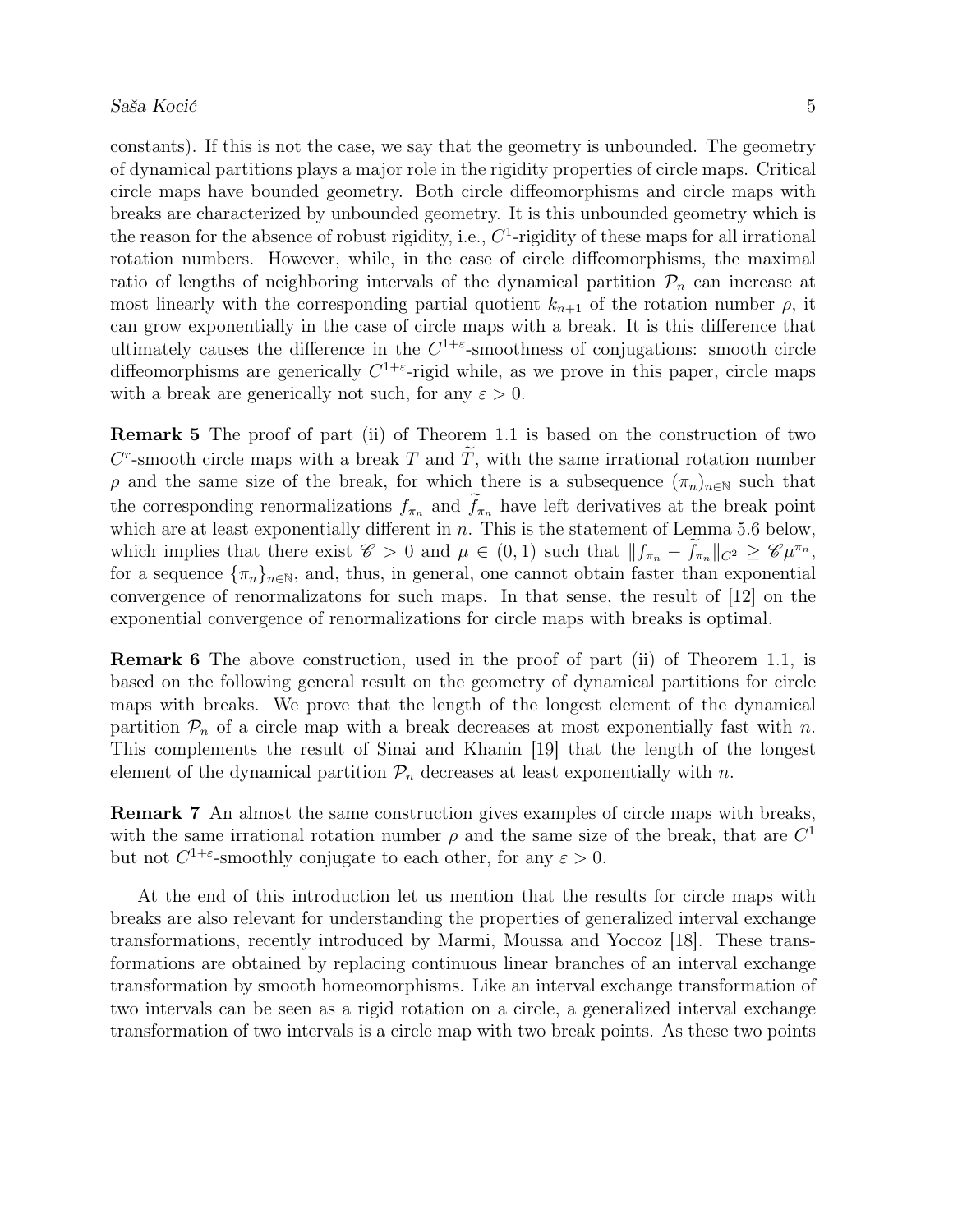constants). If this is not the case, we say that the geometry is unbounded. The geometry of dynamical partitions plays a major role in the rigidity properties of circle maps. Critical circle maps have bounded geometry. Both circle diffeomorphisms and circle maps with breaks are characterized by unbounded geometry. It is this unbounded geometry which is the reason for the absence of robust rigidity, i.e., $C^1$-rigidity of these maps for all irrational rotation numbers. However, while, in the case of circle diffeomorphisms, the maximal ratio of lengths of neighboring intervals of the dynamical partition $\mathcal{P}_n$ can increase at most linearly with the corresponding partial quotient $k_{n+1}$ of the rotation number $\rho$, it can grow exponentially in the case of circle maps with a break. It is this difference that ultimately causes the difference in the $C^{1+\varepsilon}$-smoothness of conjugations: smooth circle diffeomorphisms are generically $C^{1+\varepsilon}$-rigid while, as we prove in this paper, circle maps with a break are generically not such, for any $\varepsilon > 0$.

**Remark 5** The proof of part (ii) of Theorem 1.1 is based on the construction of two $C^r$-smooth circle maps with a break $T$ and $\widetilde{T}$, with the same irrational rotation number $\rho$ and the same size of the break, for which there is a subsequence $(\pi_n)_{n\in\mathbb{N}}$ such that the corresponding renormalizations $f_{\pi_n}$ and $\widetilde{f}_{\pi_n}$ have left derivatives at the break point which are at least exponentially different in $n$. This is the statement of Lemma 5.6 below, which implies that there exist $\mathscr{C} > 0$ and $\mu \in (0,1)$ such that $\|f_{\pi_n} - \widetilde{f}_{\pi_n}\|_{C^2} \geq \mathscr{C}\mu^{\pi_n}$, for a sequence $\{\pi_n\}_{n\in\mathbb{N}}$, and, thus, in general, one cannot obtain faster than exponential convergence of renormalizatons for such maps. In that sense, the result of [12] on the exponential convergence of renormalizations for circle maps with breaks is optimal.

**Remark 6** The above construction, used in the proof of part (ii) of Theorem 1.1, is based on the following general result on the geometry of dynamical partitions for circle maps with breaks. We prove that the length of the longest element of the dynamical partition $\mathcal{P}_n$ of a circle map with a break decreases at most exponentially fast with $n$. This complements the result of Sinai and Khanin [19] that the length of the longest element of the dynamical partition $\mathcal{P}_n$ decreases at least exponentially with $n$.

**Remark 7** An almost the same construction gives examples of circle maps with breaks, with the same irrational rotation number $\rho$ and the same size of the break, that are $C^1$ but not $C^{1+\varepsilon}$-smoothly conjugate to each other, for any $\varepsilon > 0$.

At the end of this introduction let us mention that the results for circle maps with breaks are also relevant for understanding the properties of generalized interval exchange transformations, recently introduced by Marmi, Moussa and Yoccoz [18]. These transformations are obtained by replacing continuous linear branches of an interval exchange transformation by smooth homeomorphisms. Like an interval exchange transformation of two intervals can be seen as a rigid rotation on a circle, a generalized interval exchange transformation of two intervals is a circle map with two break points. As these two points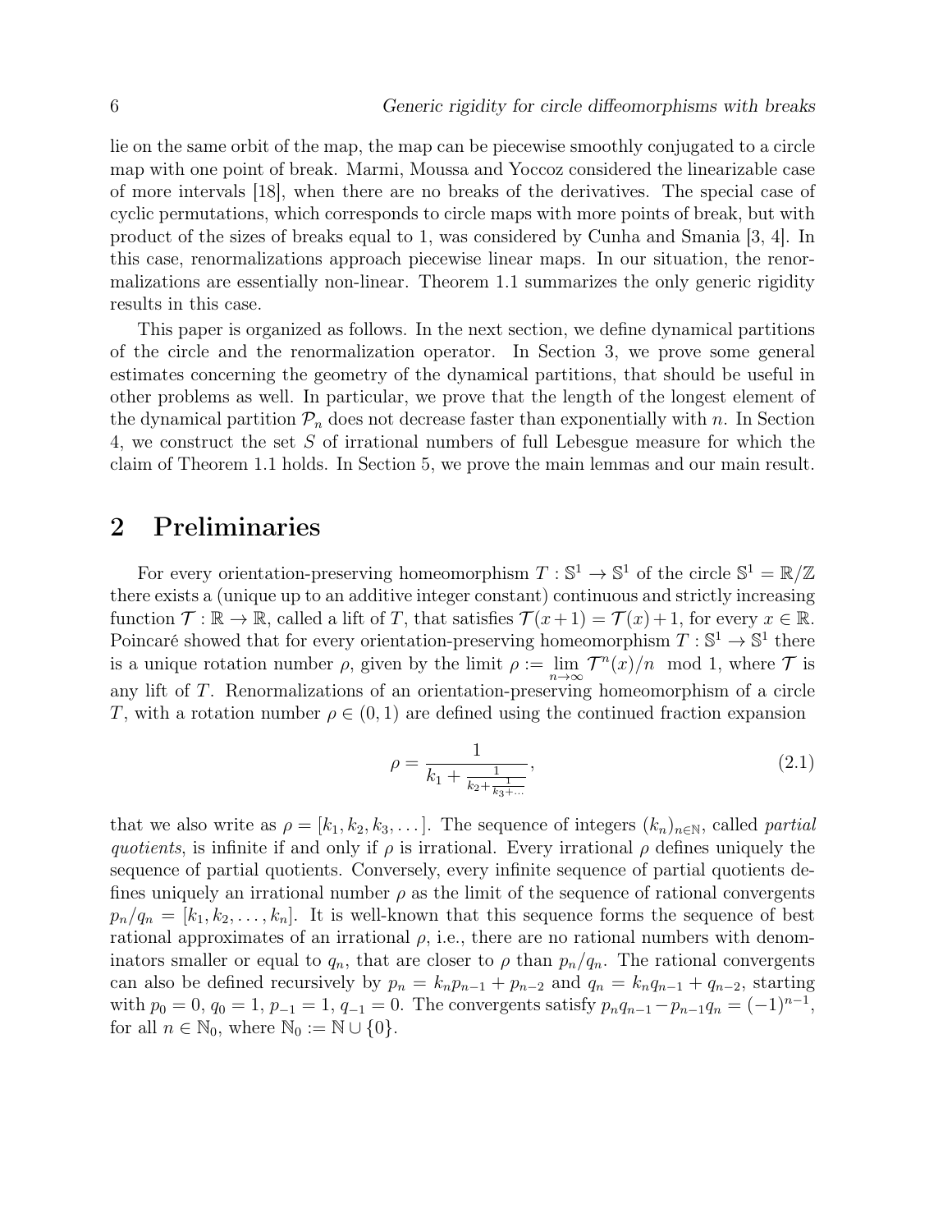lie on the same orbit of the map, the map can be piecewise smoothly conjugated to a circle map with one point of break. Marmi, Moussa and Yoccoz considered the linearizable case of more intervals [18], when there are no breaks of the derivatives. The special case of cyclic permutations, which corresponds to circle maps with more points of break, but with product of the sizes of breaks equal to 1, was considered by Cunha and Smania [3, 4]. In this case, renormalizations approach piecewise linear maps. In our situation, the renormalizations are essentially non-linear. Theorem 1.1 summarizes the only generic rigidity results in this case.

This paper is organized as follows. In the next section, we define dynamical partitions of the circle and the renormalization operator. In Section 3, we prove some general estimates concerning the geometry of the dynamical partitions, that should be useful in other problems as well. In particular, we prove that the length of the longest element of the dynamical partition $\mathcal{P}_n$ does not decrease faster than exponentially with $n$. In Section 4, we construct the set $S$ of irrational numbers of full Lebesgue measure for which the claim of Theorem 1.1 holds. In Section 5, we prove the main lemmas and our main result.

# 2 Preliminaries

For every orientation-preserving homeomorphism $T : \mathbb{S}^1 \to \mathbb{S}^1$ of the circle $\mathbb{S}^1 = \mathbb{R}/\mathbb{Z}$ there exists a (unique up to an additive integer constant) continuous and strictly increasing function $\mathcal{T} : \mathbb{R} \to \mathbb{R}$, called a lift of $T$, that satisfies $\mathcal{T}(x+1) = \mathcal{T}(x)+1$, for every $x \in \mathbb{R}$. Poincaré showed that for every orientation-preserving homeomorphism $T : \mathbb{S}^1 \to \mathbb{S}^1$ there is a unique rotation number $\rho$, given by the limit $\rho := \lim_{n\to\infty} \mathcal{T}^n(x)/n \mod 1$, where $\mathcal{T}$ is any lift of $T$. Renormalizations of an orientation-preserving homeomorphism of a circle $T$, with a rotation number $\rho \in (0, 1)$ are defined using the continued fraction expansion

$$\rho = \cfrac{1}{k_1 + \cfrac{1}{k_2 + \cfrac{1}{k_3 + \dots}}}, \tag{2.1}$$

that we also write as $\rho = [k_1, k_2, k_3, \dots]$. The sequence of integers $(k_n)_{n\in\mathbb{N}}$, called *partial quotients*, is infinite if and only if $\rho$ is irrational. Every irrational $\rho$ defines uniquely the sequence of partial quotients. Conversely, every infinite sequence of partial quotients defines uniquely an irrational number $\rho$ as the limit of the sequence of rational convergents $p_n/q_n = [k_1, k_2, \dots, k_n]$. It is well-known that this sequence forms the sequence of best rational approximates of an irrational $\rho$, i.e., there are no rational numbers with denominators smaller or equal to $q_n$, that are closer to $\rho$ than $p_n/q_n$. The rational convergents can also be defined recursively by $p_n = k_n p_{n-1} + p_{n-2}$ and $q_n = k_n q_{n-1} + q_{n-2}$, starting with $p_0 = 0$, $q_0 = 1$, $p_{-1} = 1$, $q_{-1} = 0$. The convergents satisfy $p_n q_{n-1} - p_{n-1} q_n = (-1)^{n-1}$, for all $n \in \mathbb{N}_0$, where $\mathbb{N}_0 := \mathbb{N} \cup \{0\}$.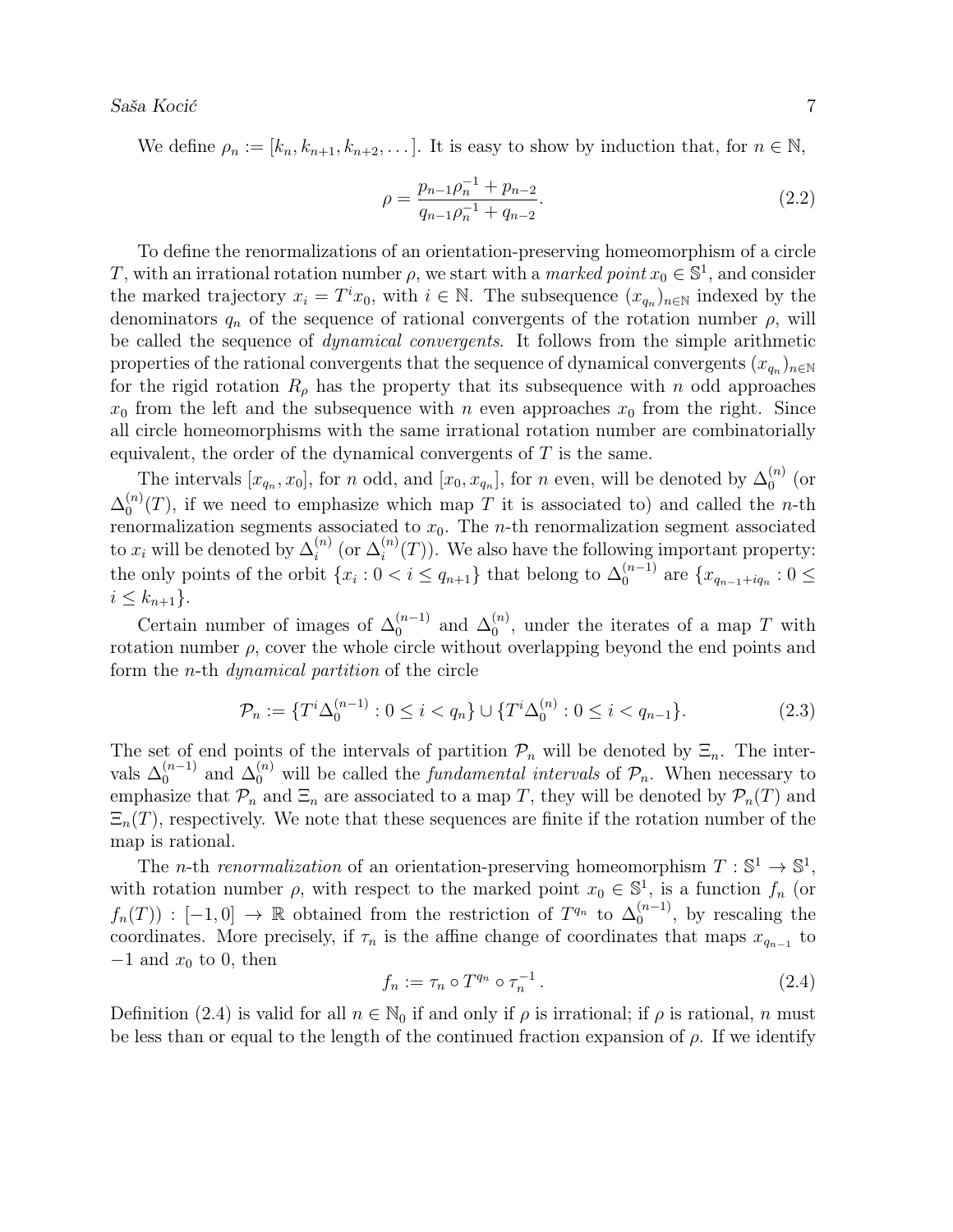We define $\rho_n := [k_n, k_{n+1}, k_{n+2}, \dots]$. It is easy to show by induction that, for $n \in \mathbb{N}$,

$$\rho = \frac{p_{n-1}\rho_n^{-1} + p_{n-2}}{q_{n-1}\rho_n^{-1} + q_{n-2}}. \tag{2.2}$$

To define the renormalizations of an orientation-preserving homeomorphism of a circle $T$, with an irrational rotation number $\rho$, we start with a *marked point* $x_0 \in \mathbb{S}^1$, and consider the marked trajectory $x_i = T^i x_0$, with $i \in \mathbb{N}$. The subsequence $(x_{q_n})_{n\in\mathbb{N}}$ indexed by the denominators $q_n$ of the sequence of rational convergents of the rotation number $\rho$, will be called the sequence of *dynamical convergents*. It follows from the simple arithmetic properties of the rational convergents that the sequence of dynamical convergents $(x_{q_n})_{n\in\mathbb{N}}$ for the rigid rotation $R_\rho$ has the property that its subsequence with $n$ odd approaches $x_0$ from the left and the subsequence with $n$ even approaches $x_0$ from the right. Since all circle homeomorphisms with the same irrational rotation number are combinatorially equivalent, the order of the dynamical convergents of $T$ is the same.

The intervals $[x_{q_n}, x_0]$, for $n$ odd, and $[x_0, x_{q_n}]$, for $n$ even, will be denoted by $\Delta_0^{(n)}$ (or $\Delta_0^{(n)}(T)$, if we need to emphasize which map $T$ it is associated to) and called the $n$-th renormalization segments associated to $x_0$. The $n$-th renormalization segment associated to $x_i$ will be denoted by $\Delta_i^{(n)}$ (or $\Delta_i^{(n)}(T)$). We also have the following important property: the only points of the orbit $\{x_i : 0 < i \leq q_{n+1}\}$ that belong to $\Delta_0^{(n-1)}$ are $\{x_{q_{n-1}+iq_n} : 0 \leq i \leq k_{n+1}\}$.

Certain number of images of $\Delta_0^{(n-1)}$ and $\Delta_0^{(n)}$, under the iterates of a map $T$ with rotation number $\rho$, cover the whole circle without overlapping beyond the end points and form the $n$-th *dynamical partition* of the circle

$$\mathcal{P}_n := \{T^i \Delta_0^{(n-1)} : 0 \leq i < q_n\} \cup \{T^i \Delta_0^{(n)} : 0 \leq i < q_{n-1}\}. \tag{2.3}$$

The set of end points of the intervals of partition $\mathcal{P}_n$ will be denoted by $\Xi_n$. The intervals $\Delta_0^{(n-1)}$ and $\Delta_0^{(n)}$ will be called the *fundamental intervals* of $\mathcal{P}_n$. When necessary to emphasize that $\mathcal{P}_n$ and $\Xi_n$ are associated to a map $T$, they will be denoted by $\mathcal{P}_n(T)$ and $\Xi_n(T)$, respectively. We note that these sequences are finite if the rotation number of the map is rational.

The $n$-th *renormalization* of an orientation-preserving homeomorphism $T : \mathbb{S}^1 \to \mathbb{S}^1$, with rotation number $\rho$, with respect to the marked point $x_0 \in \mathbb{S}^1$, is a function $f_n$ (or $f_n(T)$) : $[-1, 0] \to \mathbb{R}$ obtained from the restriction of $T^{q_n}$ to $\Delta_0^{(n-1)}$, by rescaling the coordinates. More precisely, if $\tau_n$ is the affine change of coordinates that maps $x_{q_{n-1}}$ to $-1$ and $x_0$ to $0$, then

$$f_n := \tau_n \circ T^{q_n} \circ \tau_n^{-1}. \tag{2.4}$$

Definition (2.4) is valid for all $n \in \mathbb{N}_0$ if and only if $\rho$ is irrational; if $\rho$ is rational, $n$ must be less than or equal to the length of the continued fraction expansion of $\rho$. If we identify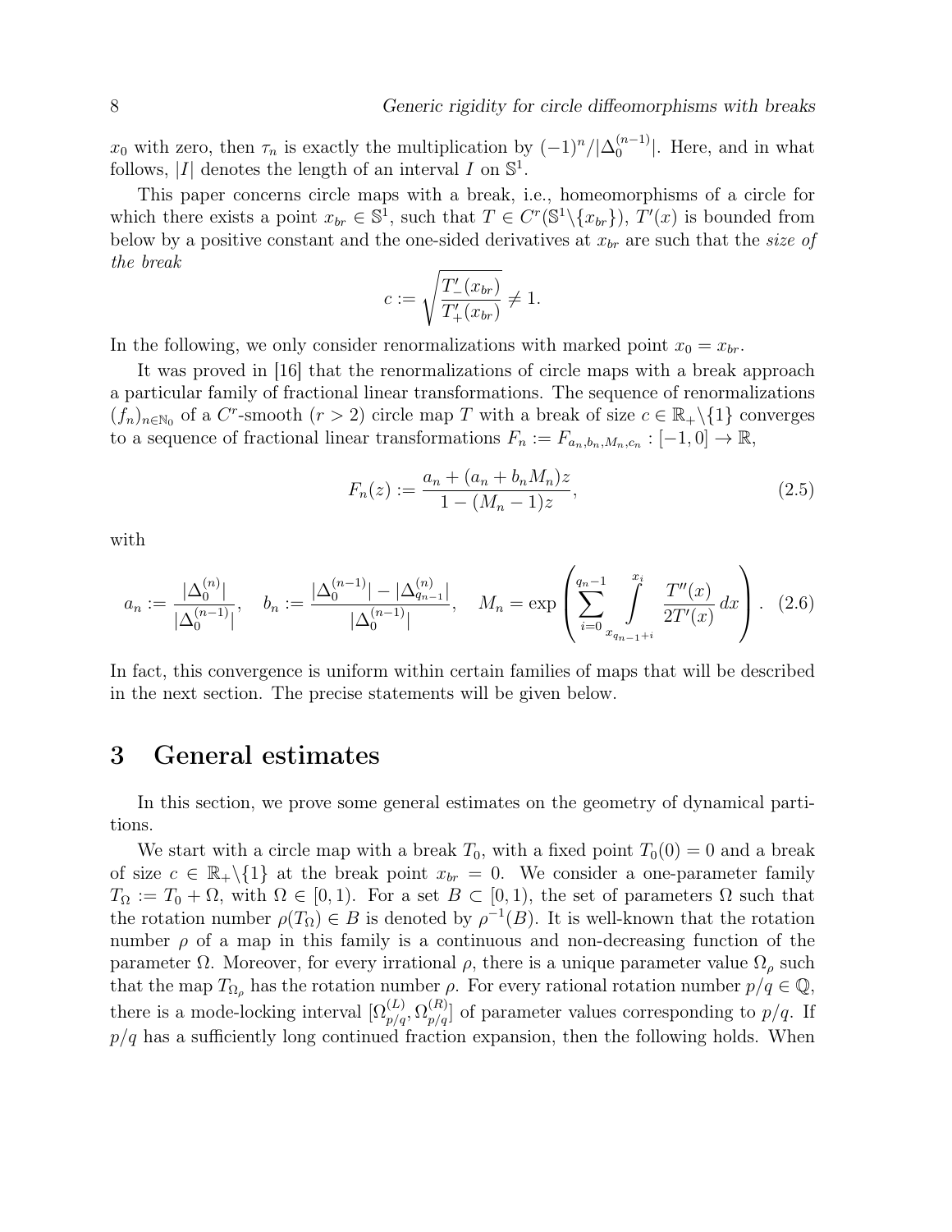$x_0$ with zero, then $\tau_n$ is exactly the multiplication by $(-1)^n/|\Delta_0^{(n-1)}|$. Here, and in what follows, $|I|$ denotes the length of an interval $I$ on $\mathbb{S}^1$.

This paper concerns circle maps with a break, i.e., homeomorphisms of a circle for which there exists a point $x_{br} \in \mathbb{S}^1$, such that $T \in C^r(\mathbb{S}^1 \backslash \{x_{br}\})$, $T'(x)$ is bounded from below by a positive constant and the one-sided derivatives at $x_{br}$ are such that the *size of the break*

$$c := \sqrt{\frac{T'_-(x_{br})}{T'_+(x_{br})}} \neq 1.$$

In the following, we only consider renormalizations with marked point $x_0 = x_{br}$.

It was proved in [16] that the renormalizations of circle maps with a break approach a particular family of fractional linear transformations. The sequence of renormalizations $(f_n)_{n\in\mathbb{N}_0}$ of a $C^r$-smooth ($r > 2$) circle map $T$ with a break of size $c \in \mathbb{R}_+\backslash\{1\}$ converges to a sequence of fractional linear transformations $F_n := F_{a_n,b_n,M_n,c_n} : [-1, 0] \to \mathbb{R}$,

$$F_n(z) := \frac{a_n + (a_n + b_n M_n)z}{1 - (M_n - 1)z}, \tag{2.5}$$

with

$$a_n := \frac{|\Delta_0^{(n)}|}{|\Delta_0^{(n-1)}|}, \quad b_n := \frac{|\Delta_0^{(n-1)}| - |\Delta_{q_{n-1}}^{(n)}|}{|\Delta_0^{(n-1)}|}, \quad M_n = \exp\left(\sum_{i=0}^{q_n-1} \int_{x_{q_{n-1}+i}}^{x_i} \frac{T''(x)}{2T'(x)}\, dx\right). \tag{2.6}$$

In fact, this convergence is uniform within certain families of maps that will be described in the next section. The precise statements will be given below.

# 3 General estimates

In this section, we prove some general estimates on the geometry of dynamical partitions.

We start with a circle map with a break $T_0$, with a fixed point $T_0(0) = 0$ and a break of size $c \in \mathbb{R}_+\backslash\{1\}$ at the break point $x_{br} = 0$. We consider a one-parameter family $T_\Omega := T_0 + \Omega$, with $\Omega \in [0, 1)$. For a set $B \subset [0, 1)$, the set of parameters $\Omega$ such that the rotation number $\rho(T_\Omega) \in B$ is denoted by $\rho^{-1}(B)$. It is well-known that the rotation number $\rho$ of a map in this family is a continuous and non-decreasing function of the parameter $\Omega$. Moreover, for every irrational $\rho$, there is a unique parameter value $\Omega_\rho$ such that the map $T_{\Omega_\rho}$ has the rotation number $\rho$. For every rational rotation number $p/q \in \mathbb{Q}$, there is a mode-locking interval $[\Omega_{p/q}^{(L)}, \Omega_{p/q}^{(R)}]$ of parameter values corresponding to $p/q$. If $p/q$ has a sufficiently long continued fraction expansion, then the following holds. When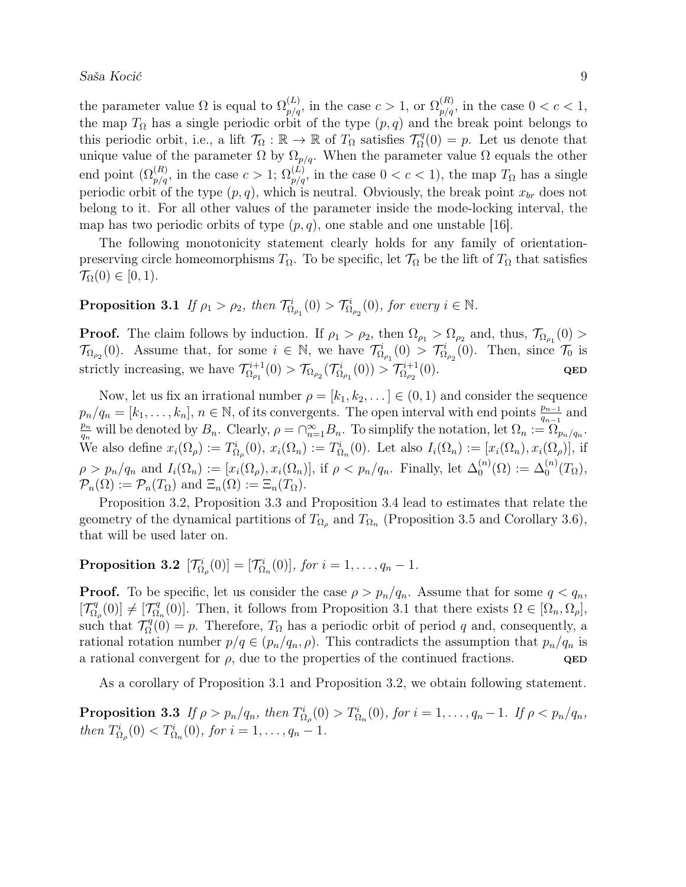the parameter value $\Omega$ is equal to $\Omega^{(L)}_{p/q}$, in the case $c > 1$, or $\Omega^{(R)}_{p/q}$, in the case $0 < c < 1$, the map $T_\Omega$ has a single periodic orbit of the type $(p, q)$ and the break point belongs to this periodic orbit, i.e., a lift $\mathcal{T}_\Omega : \mathbb{R} \to \mathbb{R}$ of $T_\Omega$ satisfies $\mathcal{T}^q_\Omega(0) = p$. Let us denote that unique value of the parameter $\Omega$ by $\Omega_{p/q}$. When the parameter value $\Omega$ equals the other end point ($\Omega^{(R)}_{p/q}$, in the case $c > 1$; $\Omega^{(L)}_{p/q}$, in the case $0 < c < 1$), the map $T_\Omega$ has a single periodic orbit of the type $(p, q)$, which is neutral. Obviously, the break point $x_{br}$ does not belong to it. For all other values of the parameter inside the mode-locking interval, the map has two periodic orbits of type $(p, q)$, one stable and one unstable [16].

The following monotonicity statement clearly holds for any family of orientation-preserving circle homeomorphisms $T_\Omega$. To be specific, let $\mathcal{T}_\Omega$ be the lift of $T_\Omega$ that satisfies $\mathcal{T}_\Omega(0) \in [0, 1)$.

**Proposition 3.1** *If $\rho_1 > \rho_2$, then $\mathcal{T}^i_{\Omega_{\rho_1}}(0) > \mathcal{T}^i_{\Omega_{\rho_2}}(0)$, for every $i \in \mathbb{N}$.*

**Proof.** The claim follows by induction. If $\rho_1 > \rho_2$, then $\Omega_{\rho_1} > \Omega_{\rho_2}$ and, thus, $\mathcal{T}_{\Omega_{\rho_1}}(0) > \mathcal{T}_{\Omega_{\rho_2}}(0)$. Assume that, for some $i \in \mathbb{N}$, we have $\mathcal{T}^i_{\Omega_{\rho_1}}(0) > \mathcal{T}^i_{\Omega_{\rho_2}}(0)$. Then, since $\mathcal{T}_0$ is strictly increasing, we have $\mathcal{T}^{i+1}_{\Omega_{\rho_1}}(0) > \mathcal{T}_{\Omega_{\rho_2}}(\mathcal{T}^i_{\Omega_{\rho_1}}(0)) > \mathcal{T}^{i+1}_{\Omega_{\rho_2}}(0)$. **QED**

Now, let us fix an irrational number $\rho = [k_1, k_2, \dots] \in (0, 1)$ and consider the sequence $p_n/q_n = [k_1, \dots, k_n]$, $n \in \mathbb{N}$, of its convergents. The open interval with end points $\frac{p_{n-1}}{q_{n-1}}$ and $\frac{p_n}{q_n}$ will be denoted by $B_n$. Clearly, $\rho = \cap_{n=1}^\infty B_n$. To simplify the notation, let $\Omega_n := \Omega_{p_n/q_n}$. We also define $x_i(\Omega_\rho) := T^i_{\Omega_\rho}(0)$, $x_i(\Omega_n) := T^i_{\Omega_n}(0)$. Let also $I_i(\Omega_n) := [x_i(\Omega_n), x_i(\Omega_\rho)]$, if $\rho > p_n/q_n$ and $I_i(\Omega_n) := [x_i(\Omega_\rho), x_i(\Omega_n)]$, if $\rho < p_n/q_n$. Finally, let $\Delta^{(n)}_0(\Omega) := \Delta^{(n)}_0(T_\Omega)$, $\mathcal{P}_n(\Omega) := \mathcal{P}_n(T_\Omega)$ and $\Xi_n(\Omega) := \Xi_n(T_\Omega)$.

Proposition 3.2, Proposition 3.3 and Proposition 3.4 lead to estimates that relate the geometry of the dynamical partitions of $T_{\Omega_\rho}$ and $T_{\Omega_n}$ (Proposition 3.5 and Corollary 3.6), that will be used later on.

**Proposition 3.2** *$[\mathcal{T}^i_{\Omega_\rho}(0)] = [\mathcal{T}^i_{\Omega_n}(0)]$, for $i = 1, \dots, q_n - 1$.*

**Proof.** To be specific, let us consider the case $\rho > p_n/q_n$. Assume that for some $q < q_n$, $[\mathcal{T}^q_{\Omega_\rho}(0)] \neq [\mathcal{T}^q_{\Omega_n}(0)]$. Then, it follows from Proposition 3.1 that there exists $\Omega \in [\Omega_n, \Omega_\rho]$, such that $\mathcal{T}^q_\Omega(0) = p$. Therefore, $T_\Omega$ has a periodic orbit of period $q$ and, consequently, a rational rotation number $p/q \in (p_n/q_n, \rho)$. This contradicts the assumption that $p_n/q_n$ is a rational convergent for $\rho$, due to the properties of the continued fractions. **QED**

As a corollary of Proposition 3.1 and Proposition 3.2, we obtain following statement.

**Proposition 3.3** *If $\rho > p_n/q_n$, then $T^i_{\Omega_\rho}(0) > T^i_{\Omega_n}(0)$, for $i = 1, \dots, q_n - 1$. If $\rho < p_n/q_n$, then $T^i_{\Omega_\rho}(0) < T^i_{\Omega_n}(0)$, for $i = 1, \dots, q_n - 1$.*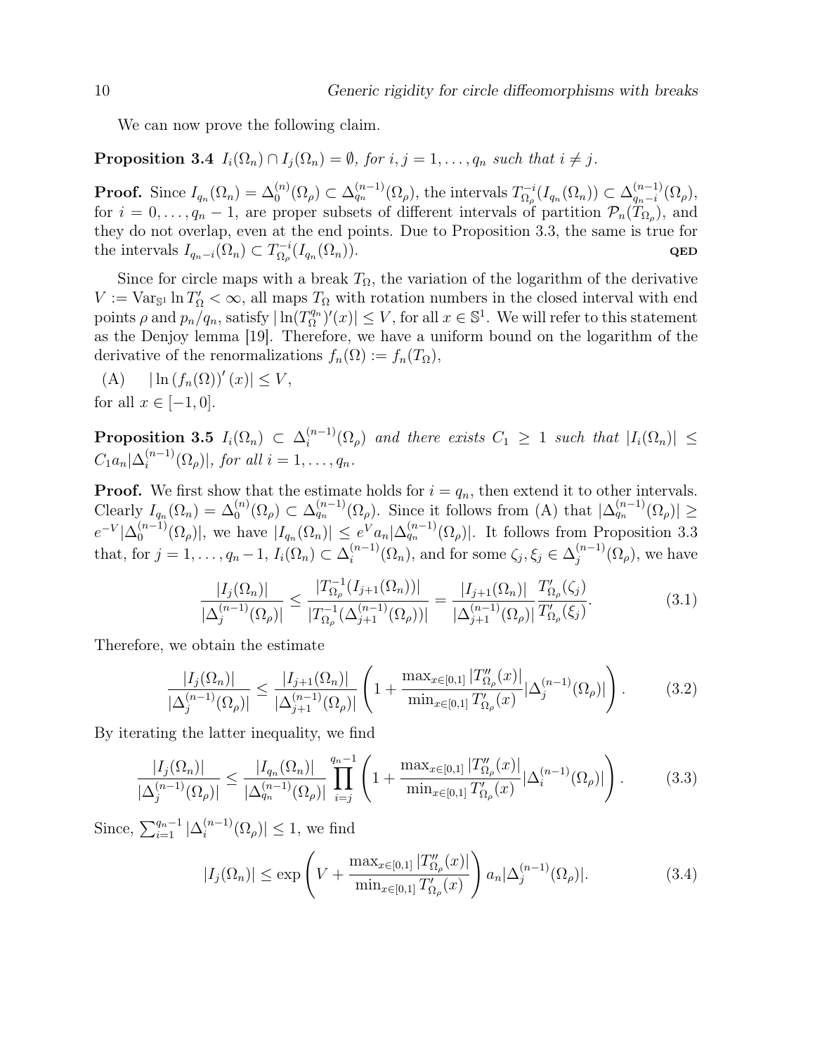We can now prove the following claim.

**Proposition 3.4** *$I_i(\Omega_n) \cap I_j(\Omega_n) = \emptyset$, for $i, j = 1, \ldots, q_n$ such that $i \neq j$.*

**Proof.** Since $I_{q_n}(\Omega_n) = \Delta_0^{(n)}(\Omega_\rho) \subset \Delta_{q_n}^{(n-1)}(\Omega_\rho)$, the intervals $T_{\Omega_\rho}^{-i}(I_{q_n}(\Omega_n)) \subset \Delta_{q_n-i}^{(n-1)}(\Omega_\rho)$, for $i = 0, \ldots, q_n - 1$, are proper subsets of different intervals of partition $\mathcal{P}_n(T_{\Omega_\rho})$, and they do not overlap, even at the end points. Due to Proposition 3.3, the same is true for the intervals $I_{q_n-i}(\Omega_n) \subset T_{\Omega_\rho}^{-i}(I_{q_n}(\Omega_n))$. **QED**

Since for circle maps with a break $T_\Omega$, the variation of the logarithm of the derivative $V := \mathrm{Var}_{\mathbb{S}^1} \ln T'_\Omega < \infty$, all maps $T_\Omega$ with rotation numbers in the closed interval with end points $\rho$ and $p_n/q_n$, satisfy $|\ln(T_\Omega^{q_n})'(x)| \leq V$, for all $x \in \mathbb{S}^1$. We will refer to this statement as the Denjoy lemma [19]. Therefore, we have a uniform bound on the logarithm of the derivative of the renormalizations $f_n(\Omega) := f_n(T_\Omega)$,

(A) $\quad |\ln (f_n(\Omega))'(x)| \leq V,$

for all $x \in [-1, 0]$.

**Proposition 3.5** *$I_i(\Omega_n) \subset \Delta_i^{(n-1)}(\Omega_\rho)$ and there exists $C_1 \geq 1$ such that $|I_i(\Omega_n)| \leq C_1 a_n |\Delta_i^{(n-1)}(\Omega_\rho)|$, for all $i = 1, \ldots, q_n$.*

**Proof.** We first show that the estimate holds for $i = q_n$, then extend it to other intervals. Clearly $I_{q_n}(\Omega_n) = \Delta_0^{(n)}(\Omega_\rho) \subset \Delta_{q_n}^{(n-1)}(\Omega_\rho)$. Since it follows from (A) that $|\Delta_{q_n}^{(n-1)}(\Omega_\rho)| \geq e^{-V}|\Delta_0^{(n-1)}(\Omega_\rho)|$, we have $|I_{q_n}(\Omega_n)| \leq e^V a_n |\Delta_{q_n}^{(n-1)}(\Omega_\rho)|$. It follows from Proposition 3.3 that, for $j = 1, \ldots, q_n - 1$, $I_i(\Omega_n) \subset \Delta_i^{(n-1)}(\Omega_n)$, and for some $\zeta_j, \xi_j \in \Delta_j^{(n-1)}(\Omega_\rho)$, we have

$$\frac{|I_j(\Omega_n)|}{|\Delta_j^{(n-1)}(\Omega_\rho)|} \leq \frac{|T_{\Omega_\rho}^{-1}(I_{j+1}(\Omega_n))|}{|T_{\Omega_\rho}^{-1}(\Delta_{j+1}^{(n-1)}(\Omega_\rho))|} = \frac{|I_{j+1}(\Omega_n)|}{|\Delta_{j+1}^{(n-1)}(\Omega_\rho)|} \frac{T'_{\Omega_\rho}(\zeta_j)}{T'_{\Omega_\rho}(\xi_j)}. \tag{3.1}$$

Therefore, we obtain the estimate

$$\frac{|I_j(\Omega_n)|}{|\Delta_j^{(n-1)}(\Omega_\rho)|} \leq \frac{|I_{j+1}(\Omega_n)|}{|\Delta_{j+1}^{(n-1)}(\Omega_\rho)|} \left( 1 + \frac{\max_{x \in [0,1]} |T''_{\Omega_\rho}(x)|}{\min_{x \in [0,1]} T'_{\Omega_\rho}(x)} |\Delta_j^{(n-1)}(\Omega_\rho)| \right). \tag{3.2}$$

By iterating the latter inequality, we find

$$\frac{|I_j(\Omega_n)|}{|\Delta_j^{(n-1)}(\Omega_\rho)|} \leq \frac{|I_{q_n}(\Omega_n)|}{|\Delta_{q_n}^{(n-1)}(\Omega_\rho)|} \prod_{i=j}^{q_n-1} \left( 1 + \frac{\max_{x \in [0,1]} |T''_{\Omega_\rho}(x)|}{\min_{x \in [0,1]} T'_{\Omega_\rho}(x)} |\Delta_i^{(n-1)}(\Omega_\rho)| \right). \tag{3.3}$$

Since, $\sum_{i=1}^{q_n-1} |\Delta_i^{(n-1)}(\Omega_\rho)| \leq 1$, we find

$$|I_j(\Omega_n)| \leq \exp\left( V + \frac{\max_{x \in [0,1]} |T''_{\Omega_\rho}(x)|}{\min_{x \in [0,1]} T'_{\Omega_\rho}(x)} \right) a_n |\Delta_j^{(n-1)}(\Omega_\rho)|. \tag{3.4}$$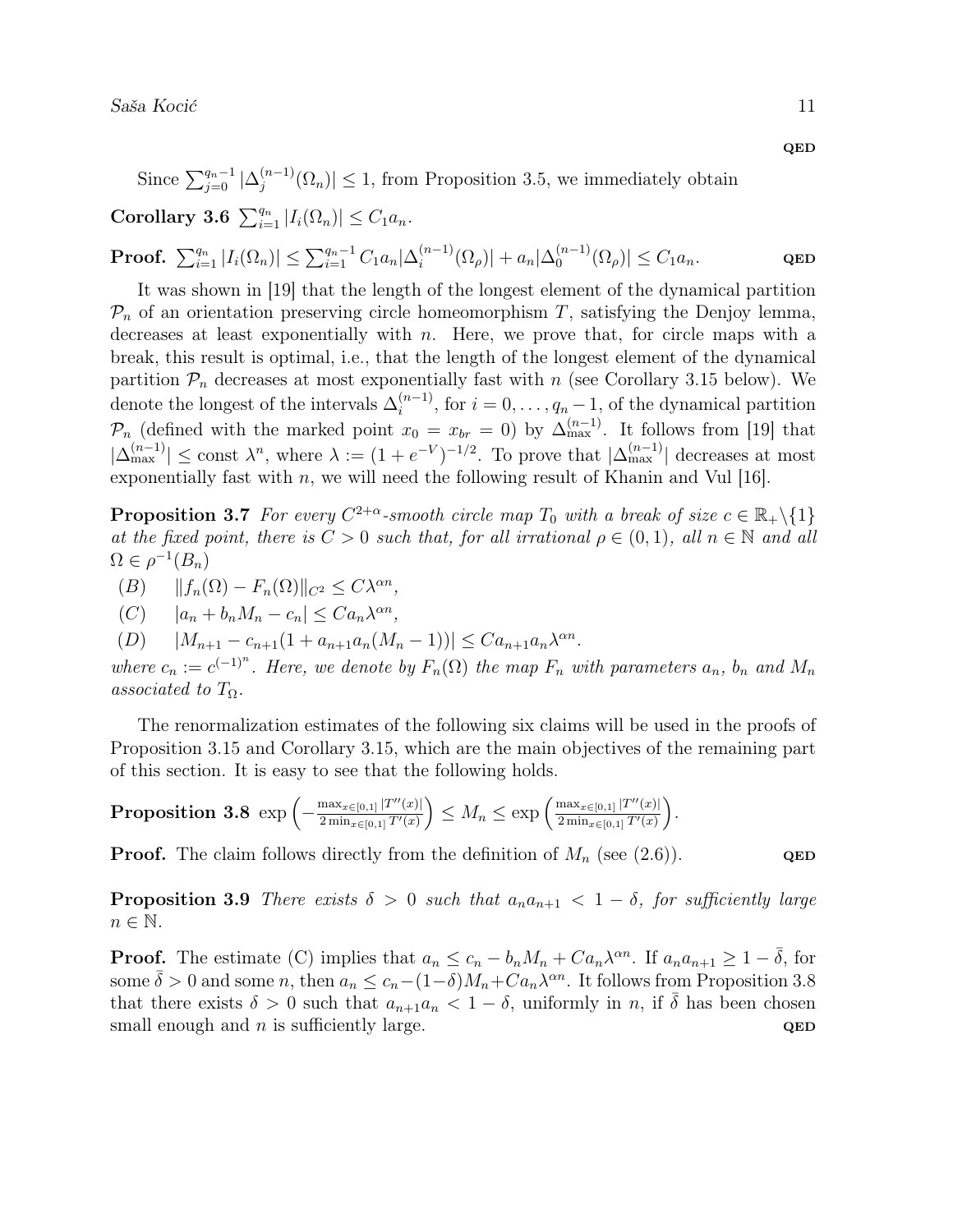**QED**

Since $\sum_{j=0}^{q_n-1} |\Delta_j^{(n-1)}(\Omega_n)| \leq 1$, from Proposition 3.5, we immediately obtain

**Corollary 3.6** $\sum_{i=1}^{q_n} |I_i(\Omega_n)| \leq C_1 a_n$.

**Proof.** $\sum_{i=1}^{q_n} |I_i(\Omega_n)| \leq \sum_{i=1}^{q_n-1} C_1 a_n |\Delta_i^{(n-1)}(\Omega_\rho)| + a_n |\Delta_0^{(n-1)}(\Omega_\rho)| \leq C_1 a_n$. **QED**

It was shown in [19] that the length of the longest element of the dynamical partition $\mathcal{P}_n$ of an orientation preserving circle homeomorphism $T$, satisfying the Denjoy lemma, decreases at least exponentially with $n$. Here, we prove that, for circle maps with a break, this result is optimal, i.e., that the length of the longest element of the dynamical partition $\mathcal{P}_n$ decreases at most exponentially fast with $n$ (see Corollary 3.15 below). We denote the longest of the intervals $\Delta_i^{(n-1)}$, for $i = 0, \ldots, q_n - 1$, of the dynamical partition $\mathcal{P}_n$ (defined with the marked point $x_0 = x_{br} = 0$) by $\Delta_{\max}^{(n-1)}$. It follows from [19] that $|\Delta_{\max}^{(n-1)}| \leq \text{const } \lambda^n$, where $\lambda := (1 + e^{-V})^{-1/2}$. To prove that $|\Delta_{\max}^{(n-1)}|$ decreases at most exponentially fast with $n$, we will need the following result of Khanin and Vul [16].

**Proposition 3.7** *For every $C^{2+\alpha}$-smooth circle map $T_0$ with a break of size $c \in \mathbb{R}_+ \setminus \{1\}$ at the fixed point, there is $C > 0$ such that, for all irrational $\rho \in (0, 1)$, all $n \in \mathbb{N}$ and all $\Omega \in \rho^{-1}(B_n)$*

$(B)$ $\quad \|f_n(\Omega) - F_n(\Omega)\|_{C^2} \leq C\lambda^{\alpha n}$,

$(C)$ $\quad |a_n + b_n M_n - c_n| \leq C a_n \lambda^{\alpha n}$,

$(D)$ $\quad |M_{n+1} - c_{n+1}(1 + a_{n+1} a_n (M_n - 1))| \leq C a_{n+1} a_n \lambda^{\alpha n}$.

*where $c_n := c^{(-1)^n}$. Here, we denote by $F_n(\Omega)$ the map $F_n$ with parameters $a_n$, $b_n$ and $M_n$ associated to $T_\Omega$.*

The renormalization estimates of the following six claims will be used in the proofs of Proposition 3.15 and Corollary 3.15, which are the main objectives of the remaining part of this section. It is easy to see that the following holds.

**Proposition 3.8** $\exp\left(-\frac{\max_{x\in[0,1]} |T''(x)|}{2\min_{x\in[0,1]} T'(x)}\right) \leq M_n \leq \exp\left(\frac{\max_{x\in[0,1]} |T''(x)|}{2\min_{x\in[0,1]} T'(x)}\right)$.

**Proof.** The claim follows directly from the definition of $M_n$ (see (2.6)). **QED**

**Proposition 3.9** *There exists $\delta > 0$ such that $a_n a_{n+1} < 1 - \delta$, for sufficiently large $n \in \mathbb{N}$.*

**Proof.** The estimate (C) implies that $a_n \leq c_n - b_n M_n + C a_n \lambda^{\alpha n}$. If $a_n a_{n+1} \geq 1 - \bar{\delta}$, for some $\bar{\delta} > 0$ and some $n$, then $a_n \leq c_n - (1-\delta) M_n + C a_n \lambda^{\alpha n}$. It follows from Proposition 3.8 that there exists $\delta > 0$ such that $a_{n+1} a_n < 1 - \delta$, uniformly in $n$, if $\bar{\delta}$ has been chosen small enough and $n$ is sufficiently large. **QED**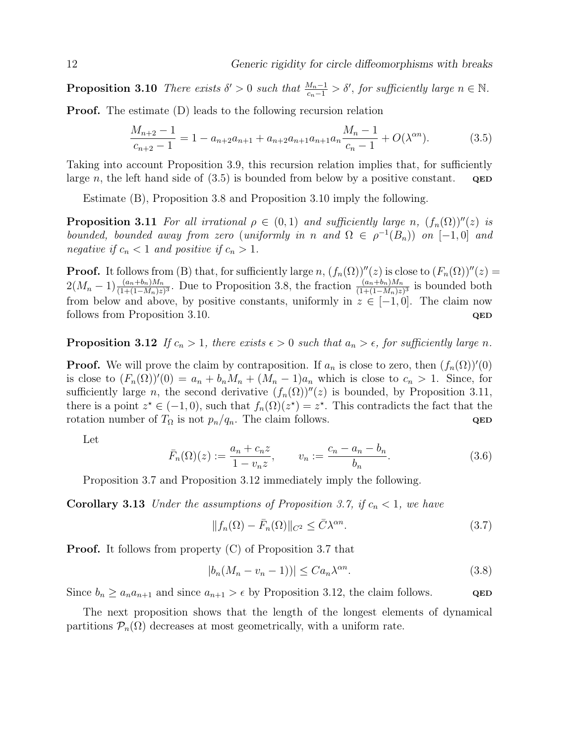**Proposition 3.10** *There exists $\delta' > 0$ such that $\frac{M_n - 1}{c_n - 1} > \delta'$, for sufficiently large $n \in \mathbb{N}$.*

**Proof.** The estimate (D) leads to the following recursion relation

$$\frac{M_{n+2} - 1}{c_{n+2} - 1} = 1 - a_{n+2}a_{n+1} + a_{n+2}a_{n+1}a_{n+1}a_n \frac{M_n - 1}{c_n - 1} + O(\lambda^{\alpha n}). \tag{3.5}$$

Taking into account Proposition 3.9, this recursion relation implies that, for sufficiently large $n$, the left hand side of (3.5) is bounded from below by a positive constant. **QED**

Estimate (B), Proposition 3.8 and Proposition 3.10 imply the following.

**Proposition 3.11** *For all irrational $\rho \in (0, 1)$ and sufficiently large $n$, $(f_n(\Omega))''(z)$ is bounded, bounded away from zero (uniformly in $n$ and $\Omega \in \rho^{-1}(B_n)$) on $[-1, 0]$ and negative if $c_n < 1$ and positive if $c_n > 1$.*

**Proof.** It follows from (B) that, for sufficiently large $n$, $(f_n(\Omega))''(z)$ is close to $(F_n(\Omega))''(z) = 2(M_n - 1)\frac{(a_n+b_n)M_n}{(1+(1-M_n)z)^3}$. Due to Proposition 3.8, the fraction $\frac{(a_n+b_n)M_n}{(1+(1-M_n)z)^3}$ is bounded both from below and above, by positive constants, uniformly in $z \in [-1, 0]$. The claim now follows from Proposition 3.10. **QED**

**Proposition 3.12** *If $c_n > 1$, there exists $\epsilon > 0$ such that $a_n > \epsilon$, for sufficiently large $n$.*

**Proof.** We will prove the claim by contraposition. If $a_n$ is close to zero, then $(f_n(\Omega))'(0)$ is close to $(F_n(\Omega))'(0) = a_n + b_n M_n + (M_n - 1)a_n$ which is close to $c_n > 1$. Since, for sufficiently large $n$, the second derivative $(f_n(\Omega))''(z)$ is bounded, by Proposition 3.11, there is a point $z^\star \in (-1, 0)$, such that $f_n(\Omega)(z^\star) = z^\star$. This contradicts the fact that the rotation number of $T_\Omega$ is not $p_n/q_n$. The claim follows. **QED**

Let

$$\bar{F}_n(\Omega)(z) := \frac{a_n + c_n z}{1 - v_n z}, \qquad v_n := \frac{c_n - a_n - b_n}{b_n}. \tag{3.6}$$

Proposition 3.7 and Proposition 3.12 immediately imply the following.

**Corollary 3.13** *Under the assumptions of Proposition 3.7, if $c_n < 1$, we have*

$$\|f_n(\Omega) - \bar{F}_n(\Omega)\|_{C^2} \leq \bar{C}\lambda^{\alpha n}. \tag{3.7}$$

**Proof.** It follows from property (C) of Proposition 3.7 that

$$|b_n(M_n - v_n - 1))| \leq C a_n \lambda^{\alpha n}. \tag{3.8}$$

Since $b_n \geq a_n a_{n+1}$ and since $a_{n+1} > \epsilon$ by Proposition 3.12, the claim follows. **QED**

The next proposition shows that the length of the longest elements of dynamical partitions $\mathcal{P}_n(\Omega)$ decreases at most geometrically, with a uniform rate.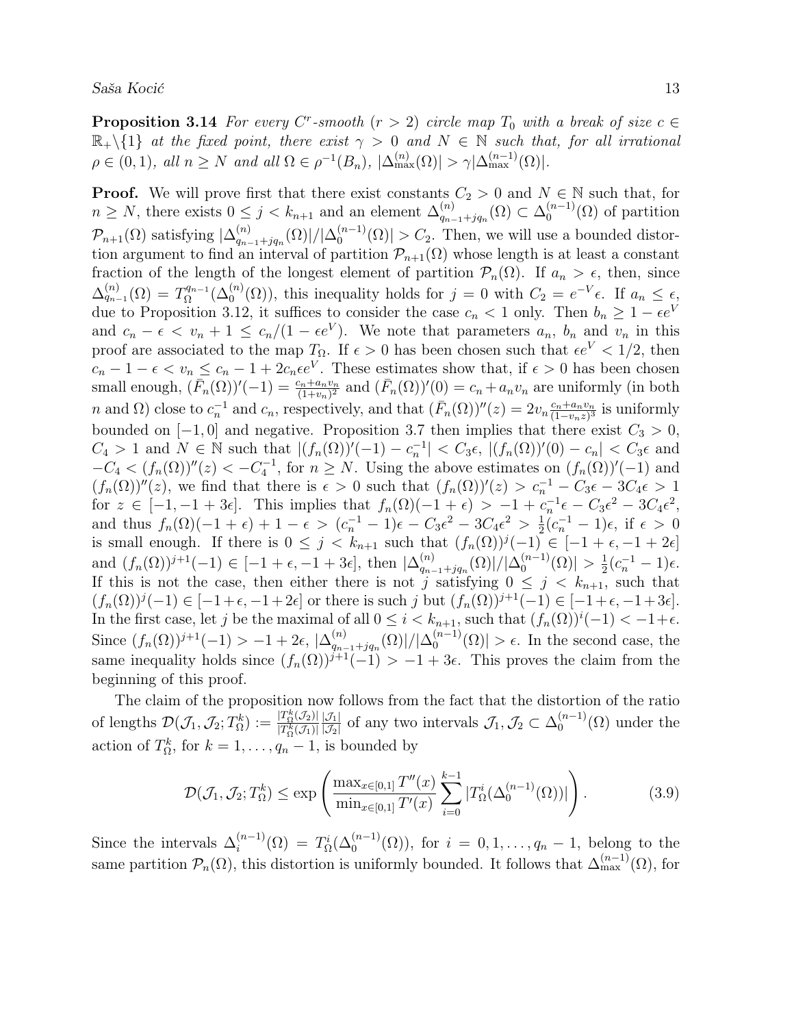**Proposition 3.14** *For every $C^r$-smooth ($r > 2$) circle map $T_0$ with a break of size $c \in \mathbb{R}_+ \backslash \{1\}$ at the fixed point, there exist $\gamma > 0$ and $N \in \mathbb{N}$ such that, for all irrational $\rho \in (0,1)$, all $n \geq N$ and all $\Omega \in \rho^{-1}(B_n)$, $|\Delta_{\max}^{(n)}(\Omega)| > \gamma |\Delta_{\max}^{(n-1)}(\Omega)|$.*

**Proof.** We will prove first that there exist constants $C_2 > 0$ and $N \in \mathbb{N}$ such that, for $n \geq N$, there exists $0 \leq j < k_{n+1}$ and an element $\Delta_{q_{n-1}+jq_n}^{(n)}(\Omega) \subset \Delta_0^{(n-1)}(\Omega)$ of partition $\mathcal{P}_{n+1}(\Omega)$ satisfying $|\Delta_{q_{n-1}+jq_n}^{(n)}(\Omega)|/|\Delta_0^{(n-1)}(\Omega)| > C_2$. Then, we will use a bounded distortion argument to find an interval of partition $\mathcal{P}_{n+1}(\Omega)$ whose length is at least a constant fraction of the length of the longest element of partition $\mathcal{P}_n(\Omega)$. If $a_n > \epsilon$, then, since $\Delta_{q_{n-1}}^{(n)}(\Omega) = T_\Omega^{q_{n-1}}(\Delta_0^{(n)}(\Omega))$, this inequality holds for $j = 0$ with $C_2 = e^{-V}\epsilon$. If $a_n \leq \epsilon$, due to Proposition 3.12, it suffices to consider the case $c_n < 1$ only. Then $b_n \geq 1 - \epsilon e^V$ and $c_n - \epsilon < v_n + 1 \leq c_n/(1 - \epsilon e^V)$. We note that parameters $a_n$, $b_n$ and $v_n$ in this proof are associated to the map $T_\Omega$. If $\epsilon > 0$ has been chosen such that $\epsilon e^V < 1/2$, then $c_n - 1 - \epsilon < v_n \leq c_n - 1 + 2c_n \epsilon e^V$. These estimates show that, if $\epsilon > 0$ has been chosen small enough, $(\bar{F}_n(\Omega))'(-1) = \frac{c_n + a_n v_n}{(1+v_n)^2}$ and $(\bar{F}_n(\Omega))'(0) = c_n + a_n v_n$ are uniformly (in both $n$ and $\Omega$) close to $c_n^{-1}$ and $c_n$, respectively, and that $(\bar{F}_n(\Omega))''(z) = 2v_n \frac{c_n + a_n v_n}{(1 - v_n z)^3}$ is uniformly bounded on $[-1, 0]$ and negative. Proposition 3.7 then implies that there exist $C_3 > 0$, $C_4 > 1$ and $N \in \mathbb{N}$ such that $|(f_n(\Omega))'(-1) - c_n^{-1}| < C_3\epsilon$, $|(f_n(\Omega))'(0) - c_n| < C_3\epsilon$ and $-C_4 < (f_n(\Omega))''(z) < -C_4^{-1}$, for $n \geq N$. Using the above estimates on $(f_n(\Omega))'(-1)$ and $(f_n(\Omega))''(z)$, we find that there is $\epsilon > 0$ such that $(f_n(\Omega))'(z) > c_n^{-1} - C_3\epsilon - 3C_4\epsilon > 1$ for $z \in [-1, -1 + 3\epsilon]$. This implies that $f_n(\Omega)(-1 + \epsilon) > -1 + c_n^{-1}\epsilon - C_3\epsilon^2 - 3C_4\epsilon^2$, and thus $f_n(\Omega)(-1 + \epsilon) + 1 - \epsilon > (c_n^{-1} - 1)\epsilon - C_3\epsilon^2 - 3C_4\epsilon^2 > \frac{1}{2}(c_n^{-1} - 1)\epsilon$, if $\epsilon > 0$ is small enough. If there is $0 \leq j < k_{n+1}$ such that $(f_n(\Omega))^j(-1) \in [-1 + \epsilon, -1 + 2\epsilon]$ and $(f_n(\Omega))^{j+1}(-1) \in [-1 + \epsilon, -1 + 3\epsilon]$, then $|\Delta_{q_{n-1}+jq_n}^{(n)}(\Omega)|/|\Delta_0^{(n-1)}(\Omega)| > \frac{1}{2}(c_n^{-1} - 1)\epsilon$. If this is not the case, then either there is not $j$ satisfying $0 \leq j < k_{n+1}$, such that $(f_n(\Omega))^j(-1) \in [-1+\epsilon, -1+2\epsilon]$ or there is such $j$ but $(f_n(\Omega))^{j+1}(-1) \in [-1+\epsilon, -1+3\epsilon]$. In the first case, let $j$ be the maximal of all $0 \leq i < k_{n+1}$, such that $(f_n(\Omega))^i(-1) < -1+\epsilon$. Since $(f_n(\Omega))^{j+1}(-1) > -1 + 2\epsilon$, $|\Delta_{q_{n-1}+jq_n}^{(n)}(\Omega)|/|\Delta_0^{(n-1)}(\Omega)| > \epsilon$. In the second case, the same inequality holds since $(f_n(\Omega))^{j+1}(-1) > -1 + 3\epsilon$. This proves the claim from the beginning of this proof.

The claim of the proposition now follows from the fact that the distortion of the ratio of lengths $\mathcal{D}(\mathcal{J}_1, \mathcal{J}_2; T_\Omega^k) := \frac{|T_\Omega^k(\mathcal{J}_2)|}{|T_\Omega^k(\mathcal{J}_1)|}\frac{|\mathcal{J}_1|}{|\mathcal{J}_2|}$ of any two intervals $\mathcal{J}_1, \mathcal{J}_2 \subset \Delta_0^{(n-1)}(\Omega)$ under the action of $T_\Omega^k$, for $k = 1, \ldots, q_n - 1$, is bounded by

$$\mathcal{D}(\mathcal{J}_1, \mathcal{J}_2; T_\Omega^k) \leq \exp\left(\frac{\max_{x\in[0,1]} T''(x)}{\min_{x\in[0,1]} T'(x)} \sum_{i=0}^{k-1} |T_\Omega^i(\Delta_0^{(n-1)}(\Omega))|\right). \tag{3.9}$$

Since the intervals $\Delta_i^{(n-1)}(\Omega) = T_\Omega^i(\Delta_0^{(n-1)}(\Omega))$, for $i = 0, 1, \ldots, q_n - 1$, belong to the same partition $\mathcal{P}_n(\Omega)$, this distortion is uniformly bounded. It follows that $\Delta_{\max}^{(n-1)}(\Omega)$, for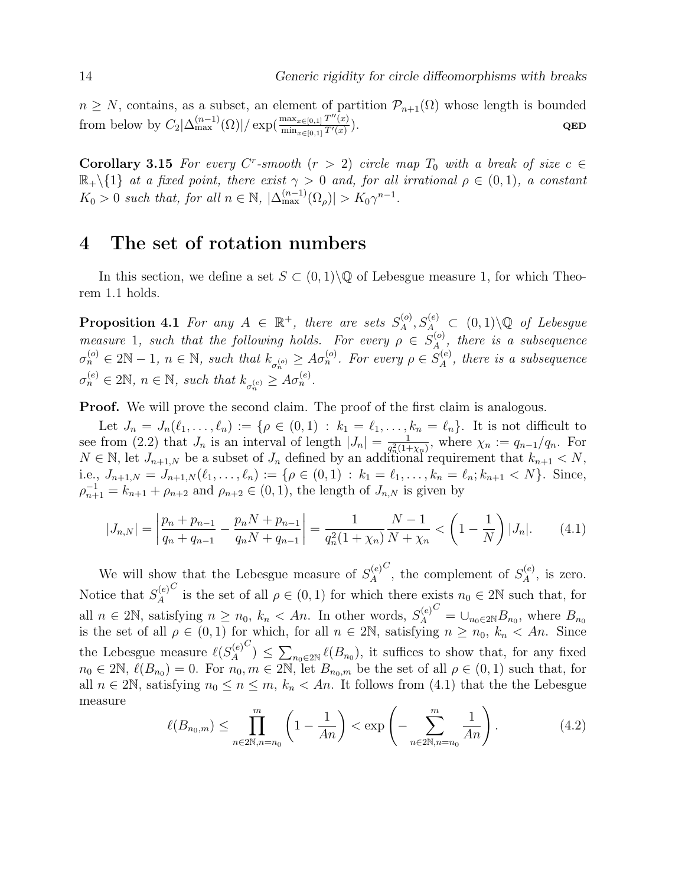$n \geq N$, contains, as a subset, an element of partition $\mathcal{P}_{n+1}(\Omega)$ whose length is bounded from below by $C_2|\Delta^{(n-1)}_{\max}(\Omega)|/\exp(\frac{\max_{x\in[0,1]} T''(x)}{\min_{x\in[0,1]} T'(x)})$. **QED**

**Corollary 3.15** *For every $C^r$-smooth ($r > 2$) circle map $T_0$ with a break of size $c \in \mathbb{R}_+\backslash\{1\}$ at a fixed point, there exist $\gamma > 0$ and, for all irrational $\rho \in (0,1)$, a constant $K_0 > 0$ such that, for all $n \in \mathbb{N}$, $|\Delta^{(n-1)}_{\max}(\Omega_\rho)| > K_0\gamma^{n-1}$.*

# 4 The set of rotation numbers

In this section, we define a set $S \subset (0,1)\backslash\mathbb{Q}$ of Lebesgue measure 1, for which Theorem 1.1 holds.

**Proposition 4.1** *For any $A \in \mathbb{R}^+$, there are sets $S^{(o)}_A, S^{(e)}_A \subset (0,1)\backslash\mathbb{Q}$ of Lebesgue measure 1, such that the following holds. For every $\rho \in S^{(o)}_A$, there is a subsequence $\sigma^{(o)}_n \in 2\mathbb{N}-1$, $n \in \mathbb{N}$, such that $k_{\sigma^{(o)}_n} \geq A\sigma^{(o)}_n$. For every $\rho \in S^{(e)}_A$, there is a subsequence $\sigma^{(e)}_n \in 2\mathbb{N}$, $n \in \mathbb{N}$, such that $k_{\sigma^{(e)}_n} \geq A\sigma^{(e)}_n$.*

**Proof.** We will prove the second claim. The proof of the first claim is analogous.

Let $J_n = J_n(\ell_1,\ldots,\ell_n) := \{\rho \in (0,1) : k_1 = \ell_1,\ldots,k_n = \ell_n\}$. It is not difficult to see from (2.2) that $J_n$ is an interval of length $|J_n| = \frac{1}{q_n^2(1+\chi_n)}$, where $\chi_n := q_{n-1}/q_n$. For $N \in \mathbb{N}$, let $J_{n+1,N}$ be a subset of $J_n$ defined by an additional requirement that $k_{n+1} < N$, i.e., $J_{n+1,N} = J_{n+1,N}(\ell_1,\ldots,\ell_n) := \{\rho \in (0,1) : k_1 = \ell_1,\ldots,k_n = \ell_n; k_{n+1} < N\}$. Since, $\rho^{-1}_{n+1} = k_{n+1} + \rho_{n+2}$ and $\rho_{n+2} \in (0,1)$, the length of $J_{n,N}$ is given by

$$|J_{n,N}| = \left|\frac{p_n + p_{n-1}}{q_n + q_{n-1}} - \frac{p_nN + p_{n-1}}{q_nN + q_{n-1}}\right| = \frac{1}{q_n^2(1+\chi_n)}\frac{N-1}{N+\chi_n} < \left(1 - \frac{1}{N}\right)|J_n|. \tag{4.1}$$

We will show that the Lebesgue measure of $S^{(e)C}_A$, the complement of $S^{(e)}_A$, is zero. Notice that $S^{(e)C}_A$ is the set of all $\rho \in (0,1)$ for which there exists $n_0 \in 2\mathbb{N}$ such that, for all $n \in 2\mathbb{N}$, satisfying $n \geq n_0$, $k_n < An$. In other words, $S^{(e)C}_A = \cup_{n_0\in 2\mathbb{N}} B_{n_0}$, where $B_{n_0}$ is the set of all $\rho \in (0,1)$ for which, for all $n \in 2\mathbb{N}$, satisfying $n \geq n_0$, $k_n < An$. Since the Lebesgue measure $\ell(S^{(e)C}_A) \leq \sum_{n_0\in 2\mathbb{N}} \ell(B_{n_0})$, it suffices to show that, for any fixed $n_0 \in 2\mathbb{N}$, $\ell(B_{n_0}) = 0$. For $n_0, m \in 2\mathbb{N}$, let $B_{n_0,m}$ be the set of all $\rho \in (0,1)$ such that, for all $n \in 2\mathbb{N}$, satisfying $n_0 \leq n \leq m$, $k_n < An$. It follows from (4.1) that the the Lebesgue measure

$$\ell(B_{n_0,m}) \leq \prod_{n\in 2\mathbb{N}, n=n_0}^{m}\left(1 - \frac{1}{An}\right) < \exp\left(-\sum_{n\in 2\mathbb{N}, n=n_0}^{m}\frac{1}{An}\right). \tag{4.2}$$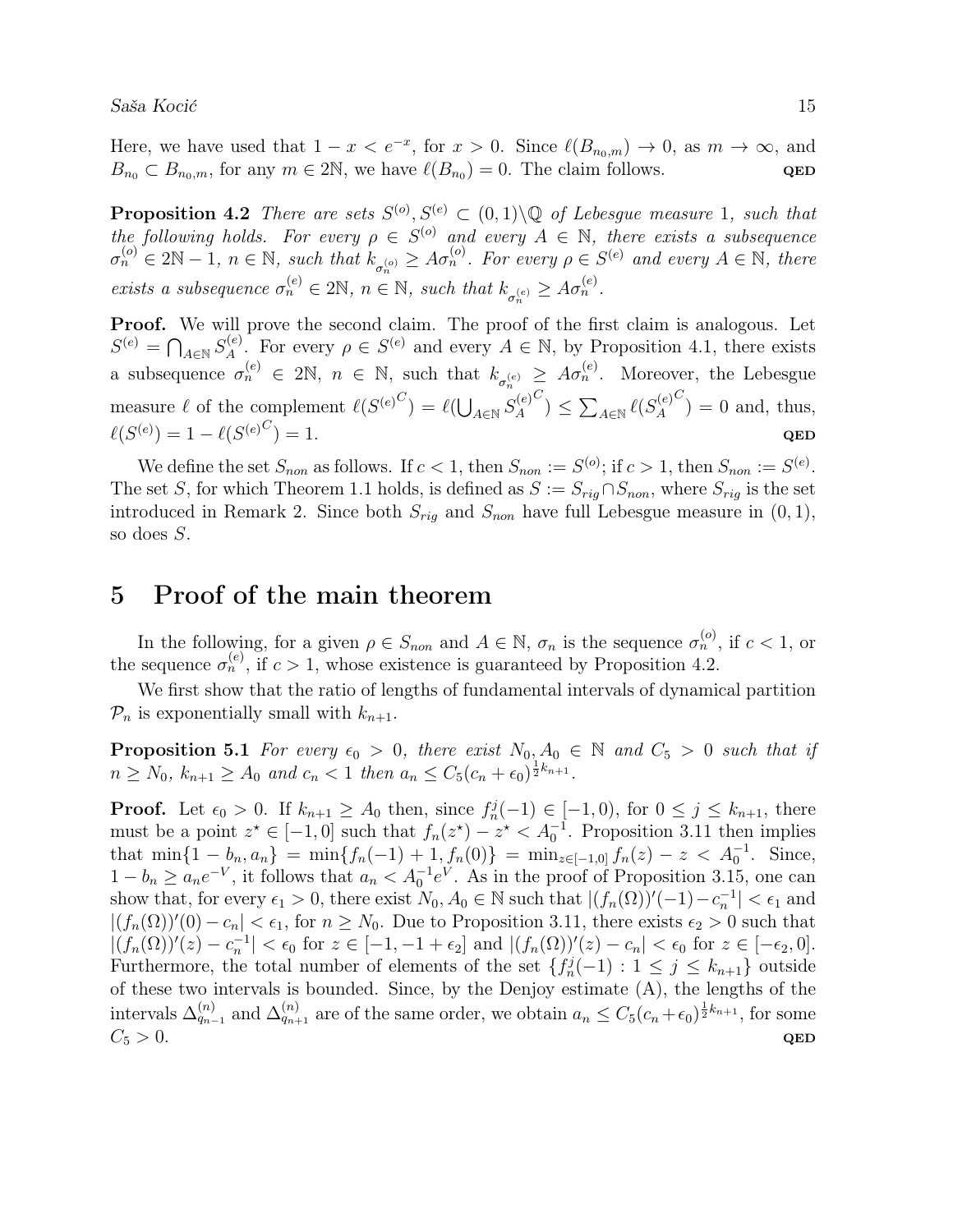Here, we have used that $1 - x < e^{-x}$, for $x > 0$. Since $\ell(B_{n_0,m}) \to 0$, as $m \to \infty$, and $B_{n_0} \subset B_{n_0,m}$, for any $m \in 2\mathbb{N}$, we have $\ell(B_{n_0}) = 0$. The claim follows. **QED**

**Proposition 4.2** *There are sets $S^{(o)}, S^{(e)} \subset (0,1)\backslash\mathbb{Q}$ of Lebesgue measure 1, such that the following holds. For every $\rho \in S^{(o)}$ and every $A \in \mathbb{N}$, there exists a subsequence $\sigma_n^{(o)} \in 2\mathbb{N} - 1$, $n \in \mathbb{N}$, such that $k_{\sigma_n^{(o)}} \geq A\sigma_n^{(o)}$. For every $\rho \in S^{(e)}$ and every $A \in \mathbb{N}$, there exists a subsequence $\sigma_n^{(e)} \in 2\mathbb{N}$, $n \in \mathbb{N}$, such that $k_{\sigma_n^{(e)}} \geq A\sigma_n^{(e)}$.*

**Proof.** We will prove the second claim. The proof of the first claim is analogous. Let $S^{(e)} = \bigcap_{A\in\mathbb{N}} S_A^{(e)}$. For every $\rho \in S^{(e)}$ and every $A \in \mathbb{N}$, by Proposition 4.1, there exists a subsequence $\sigma_n^{(e)} \in 2\mathbb{N}$, $n \in \mathbb{N}$, such that $k_{\sigma_n^{(e)}} \geq A\sigma_n^{(e)}$. Moreover, the Lebesgue measure $\ell$ of the complement $\ell({S^{(e)}}^C) = \ell(\bigcup_{A\in\mathbb{N}} {S_A^{(e)}}^C) \leq \sum_{A\in\mathbb{N}} \ell({S_A^{(e)}}^C) = 0$ and, thus, $\ell(S^{(e)}) = 1 - \ell({S^{(e)}}^C) = 1$. **QED**

We define the set $S_{non}$ as follows. If $c < 1$, then $S_{non} := S^{(o)}$; if $c > 1$, then $S_{non} := S^{(e)}$. The set $S$, for which Theorem 1.1 holds, is defined as $S := S_{rig} \cap S_{non}$, where $S_{rig}$ is the set introduced in Remark 2. Since both $S_{rig}$ and $S_{non}$ have full Lebesgue measure in $(0,1)$, so does $S$.

# 5 Proof of the main theorem

In the following, for a given $\rho \in S_{non}$ and $A \in \mathbb{N}$, $\sigma_n$ is the sequence $\sigma_n^{(o)}$, if $c < 1$, or the sequence $\sigma_n^{(e)}$, if $c > 1$, whose existence is guaranteed by Proposition 4.2.

We first show that the ratio of lengths of fundamental intervals of dynamical partition $\mathcal{P}_n$ is exponentially small with $k_{n+1}$.

**Proposition 5.1** *For every $\epsilon_0 > 0$, there exist $N_0, A_0 \in \mathbb{N}$ and $C_5 > 0$ such that if $n \geq N_0$, $k_{n+1} \geq A_0$ and $c_n < 1$ then $a_n \leq C_5(c_n + \epsilon_0)^{\frac{1}{2}k_{n+1}}$.*

**Proof.** Let $\epsilon_0 > 0$. If $k_{n+1} \geq A_0$ then, since $f_n^j(-1) \in [-1, 0)$, for $0 \leq j \leq k_{n+1}$, there must be a point $z^\star \in [-1, 0]$ such that $f_n(z^\star) - z^\star < A_0^{-1}$. Proposition 3.11 then implies that $\min\{1 - b_n, a_n\} = \min\{f_n(-1) + 1, f_n(0)\} = \min_{z\in[-1,0]} f_n(z) - z < A_0^{-1}$. Since, $1 - b_n \geq a_n e^{-V}$, it follows that $a_n < A_0^{-1}e^V$. As in the proof of Proposition 3.15, one can show that, for every $\epsilon_1 > 0$, there exist $N_0, A_0 \in \mathbb{N}$ such that $|(f_n(\Omega))'(-1) - c_n^{-1}| < \epsilon_1$ and $|(f_n(\Omega))'(0) - c_n| < \epsilon_1$, for $n \geq N_0$. Due to Proposition 3.11, there exists $\epsilon_2 > 0$ such that $|(f_n(\Omega))'(z) - c_n^{-1}| < \epsilon_0$ for $z \in [-1, -1 + \epsilon_2]$ and $|(f_n(\Omega))'(z) - c_n| < \epsilon_0$ for $z \in [-\epsilon_2, 0]$. Furthermore, the total number of elements of the set $\{f_n^j(-1) : 1 \leq j \leq k_{n+1}\}$ outside of these two intervals is bounded. Since, by the Denjoy estimate (A), the lengths of the intervals $\Delta_{q_{n-1}}^{(n)}$ and $\Delta_{q_{n+1}}^{(n)}$ are of the same order, we obtain $a_n \leq C_5(c_n + \epsilon_0)^{\frac{1}{2}k_{n+1}}$, for some $C_5 > 0$. **QED**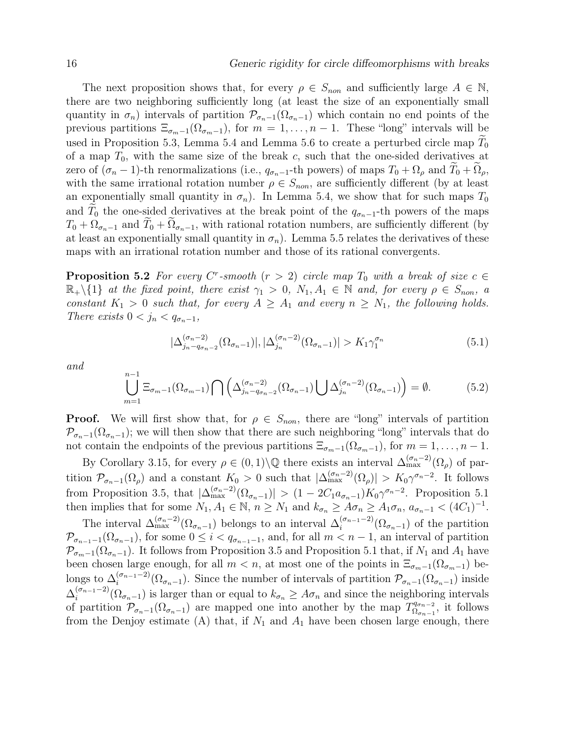The next proposition shows that, for every $\rho \in S_{non}$ and sufficiently large $A \in \mathbb{N}$, there are two neighboring sufficiently long (at least the size of an exponentially small quantity in $\sigma_n$) intervals of partition $\mathcal{P}_{\sigma_n-1}(\Omega_{\sigma_n-1})$ which contain no end points of the previous partitions $\Xi_{\sigma_m-1}(\Omega_{\sigma_m-1})$, for $m = 1, \ldots, n-1$. These "long" intervals will be used in Proposition 5.3, Lemma 5.4 and Lemma 5.6 to create a perturbed circle map $\widetilde{T}_0$ of a map $T_0$, with the same size of the break $c$, such that the one-sided derivatives at zero of $(\sigma_n - 1)$-th renormalizations (i.e., $q_{\sigma_n-1}$-th powers) of maps $T_0 + \Omega_\rho$ and $\widetilde{T}_0 + \widetilde{\Omega}_\rho$, with the same irrational rotation number $\rho \in S_{non}$, are sufficiently different (by at least an exponentially small quantity in $\sigma_n$). In Lemma 5.4, we show that for such maps $T_0$ and $\widetilde{T}_0$ the one-sided derivatives at the break point of the $q_{\sigma_n-1}$-th powers of the maps $T_0 + \Omega_{\sigma_n-1}$ and $\widetilde{T}_0 + \widetilde{\Omega}_{\sigma_n-1}$, with rational rotation numbers, are sufficiently different (by at least an exponentially small quantity in $\sigma_n$). Lemma 5.5 relates the derivatives of these maps with an irrational rotation number and those of its rational convergents.

**Proposition 5.2** *For every $C^r$-smooth ($r > 2$) circle map $T_0$ with a break of size $c \in \mathbb{R}_+ \backslash \{1\}$ at the fixed point, there exist $\gamma_1 > 0$, $N_1, A_1 \in \mathbb{N}$ and, for every $\rho \in S_{non}$, a constant $K_1 > 0$ such that, for every $A \geq A_1$ and every $n \geq N_1$, the following holds. There exists $0 < j_n < q_{\sigma_n-1}$,*

$$|\Delta^{(\sigma_n-2)}_{j_n - q_{\sigma_n-2}}(\Omega_{\sigma_n-1})|, |\Delta^{(\sigma_n-2)}_{j_n}(\Omega_{\sigma_n-1})| > K_1 \gamma_1^{\sigma_n} \tag{5.1}$$

*and*

$$\bigcup_{m=1}^{n-1} \Xi_{\sigma_m-1}(\Omega_{\sigma_m-1}) \bigcap \left( \Delta^{(\sigma_n-2)}_{j_n - q_{\sigma_n-2}}(\Omega_{\sigma_n-1}) \bigcup \Delta^{(\sigma_n-2)}_{j_n}(\Omega_{\sigma_n-1}) \right) = \emptyset. \tag{5.2}$$

**Proof.** We will first show that, for $\rho \in S_{non}$, there are "long" intervals of partition $\mathcal{P}_{\sigma_n-1}(\Omega_{\sigma_n-1})$; we will then show that there are such neighboring "long" intervals that do not contain the endpoints of the previous partitions $\Xi_{\sigma_m-1}(\Omega_{\sigma_m-1})$, for $m = 1, \ldots, n-1$.

By Corollary 3.15, for every $\rho \in (0,1) \backslash \mathbb{Q}$ there exists an interval $\Delta^{(\sigma_n-2)}_{\max}(\Omega_\rho)$ of partition $\mathcal{P}_{\sigma_n-1}(\Omega_\rho)$ and a constant $K_0 > 0$ such that $|\Delta^{(\sigma_n-2)}_{\max}(\Omega_\rho)| > K_0 \gamma^{\sigma_n-2}$. It follows from Proposition 3.5, that $|\Delta^{(\sigma_n-2)}_{\max}(\Omega_{\sigma_n-1})| > (1 - 2C_1 a_{\sigma_n-1}) K_0 \gamma^{\sigma_n-2}$. Proposition 5.1 then implies that for some $N_1, A_1 \in \mathbb{N}$, $n \geq N_1$ and $k_{\sigma_n} \geq A\sigma_n \geq A_1 \sigma_n$, $a_{\sigma_n-1} < (4C_1)^{-1}$.

The interval $\Delta^{(\sigma_n-2)}_{\max}(\Omega_{\sigma_n-1})$ belongs to an interval $\Delta^{(\sigma_{n-1}-2)}_i(\Omega_{\sigma_n-1})$ of the partition $\mathcal{P}_{\sigma_{n-1}-1}(\Omega_{\sigma_n-1})$, for some $0 \leq i < q_{\sigma_{n-1}-1}$, and, for all $m < n-1$, an interval of partition $\mathcal{P}_{\sigma_m-1}(\Omega_{\sigma_n-1})$. It follows from Proposition 3.5 and Proposition 5.1 that, if $N_1$ and $A_1$ have been chosen large enough, for all $m < n$, at most one of the points in $\Xi_{\sigma_m-1}(\Omega_{\sigma_m-1})$ belongs to $\Delta^{(\sigma_{n-1}-2)}_i(\Omega_{\sigma_n-1})$. Since the number of intervals of partition $\mathcal{P}_{\sigma_n-1}(\Omega_{\sigma_n-1})$ inside $\Delta^{(\sigma_{n-1}-2)}_i(\Omega_{\sigma_n-1})$ is larger than or equal to $k_{\sigma_n} \geq A\sigma_n$ and since the neighboring intervals of partition $\mathcal{P}_{\sigma_n-1}(\Omega_{\sigma_n-1})$ are mapped one into another by the map $T^{q_{\sigma_n-2}}_{\Omega_{\sigma_n-1}}$, it follows from the Denjoy estimate (A) that, if $N_1$ and $A_1$ have been chosen large enough, there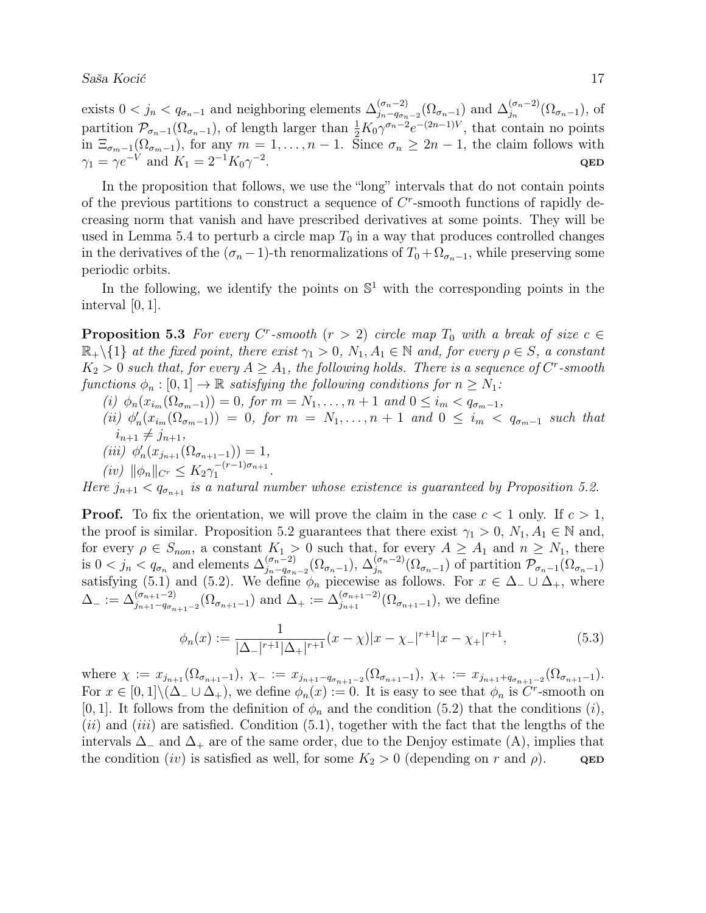exists $0 < j_n < q_{\sigma_n - 1}$ and neighboring elements $\Delta^{(\sigma_n-2)}_{j_n - q_{\sigma_n-2}}(\Omega_{\sigma_n-1})$ and $\Delta^{(\sigma_n-2)}_{j_n}(\Omega_{\sigma_n-1})$, of partition $\mathcal{P}_{\sigma_n-1}(\Omega_{\sigma_n-1})$, of length larger than $\frac{1}{2}K_0\gamma^{\sigma_n-2}e^{-(2n-1)V}$, that contain no points in $\Xi_{\sigma_m-1}(\Omega_{\sigma_m-1})$, for any $m = 1, \dots, n-1$. Since $\sigma_n \geq 2n-1$, the claim follows with $\gamma_1 = \gamma e^{-V}$ and $K_1 = 2^{-1}K_0\gamma^{-2}$. **QED**

In the proposition that follows, we use the "long" intervals that do not contain points of the previous partitions to construct a sequence of $C^r$-smooth functions of rapidly decreasing norm that vanish and have prescribed derivatives at some points. They will be used in Lemma 5.4 to perturb a circle map $T_0$ in a way that produces controlled changes in the derivatives of the $(\sigma_n - 1)$-th renormalizations of $T_0 + \Omega_{\sigma_n-1}$, while preserving some periodic orbits.

In the following, we identify the points on $\mathbb{S}^1$ with the corresponding points in the interval $[0, 1]$.

**Proposition 5.3** *For every $C^r$-smooth ($r > 2$) circle map $T_0$ with a break of size $c \in \mathbb{R}_+\backslash\{1\}$ at the fixed point, there exist $\gamma_1 > 0$, $N_1, A_1 \in \mathbb{N}$ and, for every $\rho \in S$, a constant $K_2 > 0$ such that, for every $A \geq A_1$, the following holds. There is a sequence of $C^r$-smooth functions $\phi_n : [0,1] \to \mathbb{R}$ satisfying the following conditions for $n \geq N_1$:*

*(i) $\phi_n(x_{i_m}(\Omega_{\sigma_m-1})) = 0$, for $m = N_1, \dots, n+1$ and $0 \leq i_m < q_{\sigma_m-1}$,*

*(ii) $\phi_n'(x_{i_m}(\Omega_{\sigma_m-1})) = 0$, for $m = N_1, \dots, n+1$ and $0 \leq i_m < q_{\sigma_m-1}$ such that $i_{n+1} \neq j_{n+1}$,*

*(iii) $\phi_n'(x_{j_{n+1}}(\Omega_{\sigma_{n+1}-1})) = 1$,*

*(iv) $\|\phi_n\|_{C^r} \leq K_2\gamma_1^{-(r-1)\sigma_{n+1}}$.*

*Here $j_{n+1} < q_{\sigma_{n+1}}$ is a natural number whose existence is guaranteed by Proposition 5.2.*

**Proof.** To fix the orientation, we will prove the claim in the case $c < 1$ only. If $c > 1$, the proof is similar. Proposition 5.2 guarantees that there exist $\gamma_1 > 0$, $N_1, A_1 \in \mathbb{N}$ and, for every $\rho \in S_{non}$, a constant $K_1 > 0$ such that, for every $A \geq A_1$ and $n \geq N_1$, there is $0 < j_n < q_{\sigma_n}$ and elements $\Delta^{(\sigma_n-2)}_{j_n - q_{\sigma_n-2}}(\Omega_{\sigma_n-1})$, $\Delta^{(\sigma_n-2)}_{j_n}(\Omega_{\sigma_n-1})$ of partition $\mathcal{P}_{\sigma_n-1}(\Omega_{\sigma_n-1})$ satisfying (5.1) and (5.2). We define $\phi_n$ piecewise as follows. For $x \in \Delta_- \cup \Delta_+$, where $\Delta_- := \Delta^{(\sigma_{n+1}-2)}_{j_{n+1} - q_{\sigma_{n+1}-2}}(\Omega_{\sigma_{n+1}-1})$ and $\Delta_+ := \Delta^{(\sigma_{n+1}-2)}_{j_{n+1}}(\Omega_{\sigma_{n+1}-1})$, we define

$$\phi_n(x) := \frac{1}{|\Delta_-|^{r+1}|\Delta_+|^{r+1}}(x - \chi)|x - \chi_-|^{r+1}|x - \chi_+|^{r+1}, \tag{5.3}$$

where $\chi := x_{j_{n+1}}(\Omega_{\sigma_{n+1}-1})$, $\chi_- := x_{j_{n+1} - q_{\sigma_{n+1}-2}}(\Omega_{\sigma_{n+1}-1})$, $\chi_+ := x_{j_{n+1} + q_{\sigma_{n+1}-2}}(\Omega_{\sigma_{n+1}-1})$. For $x \in [0,1]\backslash(\Delta_- \cup \Delta_+)$, we define $\phi_n(x) := 0$. It is easy to see that $\phi_n$ is $C^r$-smooth on $[0, 1]$. It follows from the definition of $\phi_n$ and the condition (5.2) that the conditions $(i)$, $(ii)$ and $(iii)$ are satisfied. Condition (5.1), together with the fact that the lengths of the intervals $\Delta_-$ and $\Delta_+$ are of the same order, due to the Denjoy estimate (A), implies that the condition $(iv)$ is satisfied as well, for some $K_2 > 0$ (depending on $r$ and $\rho$). **QED**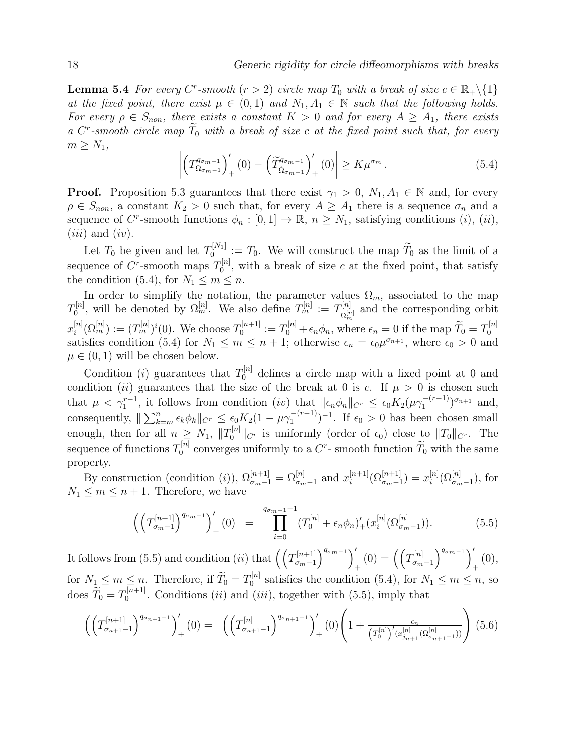**Lemma 5.4** *For every $C^r$-smooth ($r > 2$) circle map $T_0$ with a break of size $c \in \mathbb{R}_+\backslash\{1\}$ at the fixed point, there exist $\mu \in (0,1)$ and $N_1, A_1 \in \mathbb{N}$ such that the following holds. For every $\rho \in S_{non}$, there exists a constant $K > 0$ and for every $A \geq A_1$, there exists a $C^r$-smooth circle map $\widetilde{T}_0$ with a break of size $c$ at the fixed point such that, for every $m \geq N_1$,*

$$\left| \left( T^{q_{\sigma_m - 1}}_{\Omega_{\sigma_m - 1}} \right)'_+ (0) - \left( \widetilde{T}^{q_{\sigma_m - 1}}_{\tilde{\Omega}_{\sigma_m - 1}} \right)'_+ (0) \right| \geq K \mu^{\sigma_m} . \tag{5.4}$$

**Proof.** Proposition 5.3 guarantees that there exist $\gamma_1 > 0$, $N_1, A_1 \in \mathbb{N}$ and, for every $\rho \in S_{non}$, a constant $K_2 > 0$ such that, for every $A \geq A_1$ there is a sequence $\sigma_n$ and a sequence of $C^r$-smooth functions $\phi_n : [0,1] \to \mathbb{R}$, $n \geq N_1$, satisfying conditions $(i)$, $(ii)$, $(iii)$ and $(iv)$.

Let $T_0$ be given and let $T_0^{[N_1]} := T_0$. We will construct the map $\widetilde{T}_0$ as the limit of a sequence of $C^r$-smooth maps $T_0^{[n]}$, with a break of size $c$ at the fixed point, that satisfy the condition (5.4), for $N_1 \leq m \leq n$.

In order to simplify the notation, the parameter values $\Omega_m$, associated to the map $T_0^{[n]}$, will be denoted by $\Omega_m^{[n]}$. We also define $T_m^{[n]} := T^{[n]}_{\Omega_m^{[n]}}$ and the corresponding orbit $x_i^{[n]}(\Omega_m^{[n]}) := (T_m^{[n]})^i(0)$. We choose $T_0^{[n+1]} := T_0^{[n]} + \epsilon_n \phi_n$, where $\epsilon_n = 0$ if the map $\widetilde{T}_0 = T_0^{[n]}$ satisfies condition (5.4) for $N_1 \leq m \leq n+1$; otherwise $\epsilon_n = \epsilon_0 \mu^{\sigma_{n+1}}$, where $\epsilon_0 > 0$ and $\mu \in (0,1)$ will be chosen below.

Condition $(i)$ guarantees that $T_0^{[n]}$ defines a circle map with a fixed point at 0 and condition $(ii)$ guarantees that the size of the break at 0 is $c$. If $\mu > 0$ is chosen such that $\mu < \gamma_1^{r-1}$, it follows from condition $(iv)$ that $\|\epsilon_n \phi_n\|_{C^r} \leq \epsilon_0 K_2 (\mu \gamma_1^{-(r-1)})^{\sigma_{n+1}}$ and, consequently, $\| \sum_{k=m}^{n} \epsilon_k \phi_k \|_{C^r} \leq \epsilon_0 K_2 (1 - \mu \gamma_1^{-(r-1)})^{-1}$. If $\epsilon_0 > 0$ has been chosen small enough, then for all $n \geq N_1$, $\|T_0^{[n]}\|_{C^r}$ is uniformly (order of $\epsilon_0$) close to $\|T_0\|_{C^r}$. The sequence of functions $T_0^{[n]}$ converges uniformly to a $C^r$- smooth function $\widetilde{T}_0$ with the same property.

By construction (condition $(i)$), $\Omega^{[n+1]}_{\sigma_m - 1} = \Omega^{[n]}_{\sigma_m - 1}$ and $x_i^{[n+1]}(\Omega^{[n+1]}_{\sigma_m - 1}) = x_i^{[n]}(\Omega^{[n]}_{\sigma_m - 1})$, for $N_1 \leq m \leq n+1$. Therefore, we have

$$\left( \left( T^{[n+1]}_{\sigma_m - 1} \right)^{q_{\sigma_m - 1}} \right)'_+ (0) = \prod_{i=0}^{q_{\sigma_m - 1} - 1} (T_0^{[n]} + \epsilon_n \phi_n)'_+ (x_i^{[n]}(\Omega^{[n]}_{\sigma_m - 1})). \tag{5.5}$$

It follows from (5.5) and condition $(ii)$ that $\left( \left( T^{[n+1]}_{\sigma_m - 1} \right)^{q_{\sigma_m - 1}} \right)'_+ (0) = \left( \left( T^{[n]}_{\sigma_m - 1} \right)^{q_{\sigma_m - 1}} \right)'_+ (0)$, for $N_1 \leq m \leq n$. Therefore, if $\widetilde{T}_0 = T_0^{[n]}$ satisfies the condition (5.4), for $N_1 \leq m \leq n$, so does $\widetilde{T}_0 = T_0^{[n+1]}$. Conditions $(ii)$ and $(iii)$, together with (5.5), imply that

$$\left( \left( T^{[n+1]}_{\sigma_{n+1} - 1} \right)^{q_{\sigma_{n+1} - 1}} \right)'_+ (0) = \left( \left( T^{[n]}_{\sigma_{n+1} - 1} \right)^{q_{\sigma_{n+1} - 1}} \right)'_+ (0) \left( 1 + \frac{\epsilon_n}{\left( T_0^{[n]} \right)' (x^{[n]}_{j_{n+1}} (\Omega^{[n]}_{\sigma_{n+1} - 1}))} \right) \tag{5.6}$$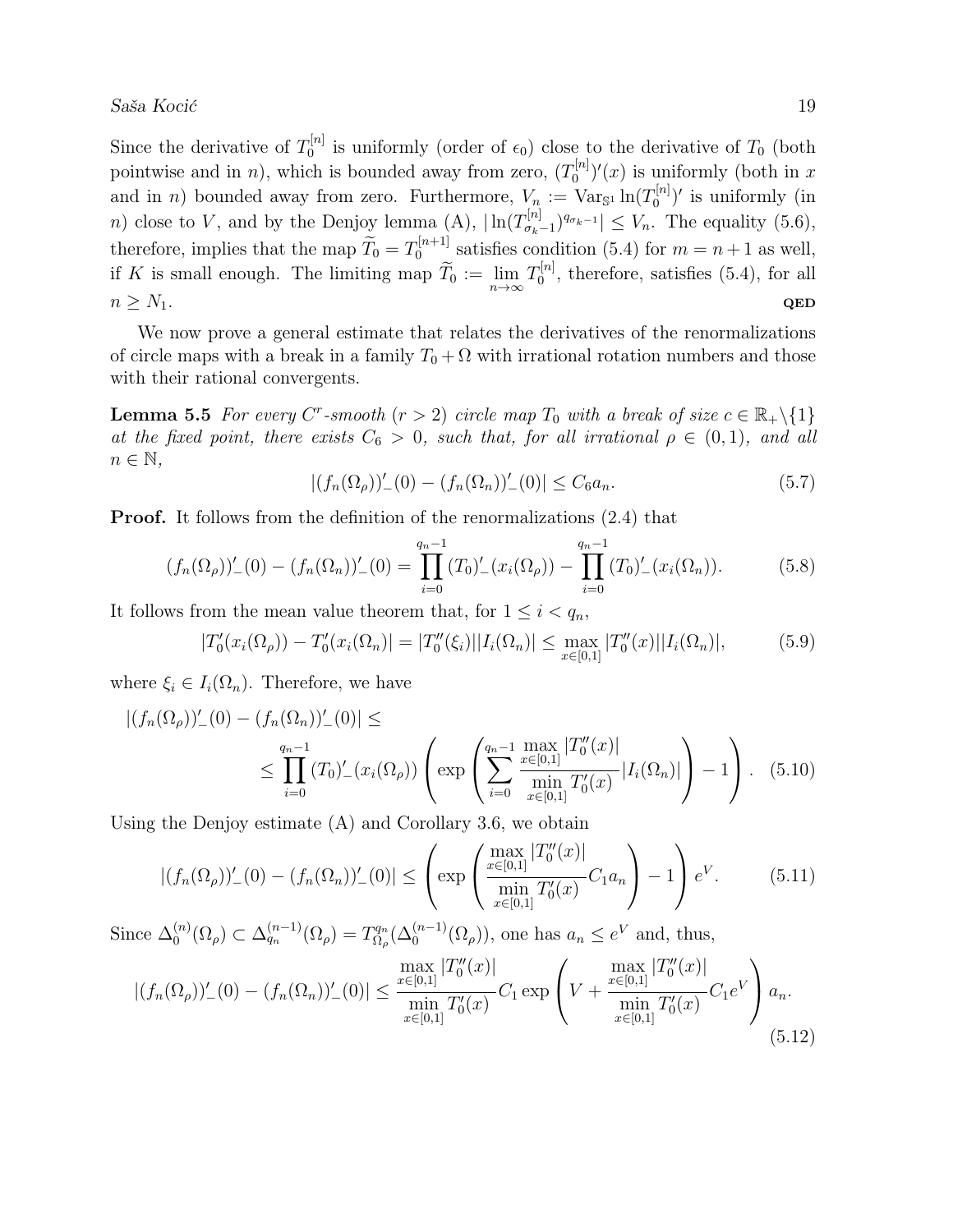Since the derivative of $T_0^{[n]}$ is uniformly (order of $\epsilon_0$) close to the derivative of $T_0$ (both pointwise and in $n$), which is bounded away from zero, $(T_0^{[n]})'(x)$ is uniformly (both in $x$ and in $n$) bounded away from zero. Furthermore, $V_n := \mathrm{Var}_{\mathbb{S}^1} \ln(T_0^{[n]})'$ is uniformly (in $n$) close to $V$, and by the Denjoy lemma (A), $|\ln(T_{\sigma_k-1}^{[n]})^{q_{\sigma_k-1}}| \leq V_n$. The equality (5.6), therefore, implies that the map $\widetilde{T}_0 = T_0^{[n+1]}$ satisfies condition (5.4) for $m = n+1$ as well, if $K$ is small enough. The limiting map $\widetilde{T}_0 := \lim_{n\to\infty} T_0^{[n]}$, therefore, satisfies (5.4), for all $n \geq N_1$. **QED**

We now prove a general estimate that relates the derivatives of the renormalizations of circle maps with a break in a family $T_0 + \Omega$ with irrational rotation numbers and those with their rational convergents.

**Lemma 5.5** *For every $C^r$-smooth ($r > 2$) circle map $T_0$ with a break of size $c \in \mathbb{R}_+\backslash\{1\}$ at the fixed point, there exists $C_6 > 0$, such that, for all irrational $\rho \in (0,1)$, and all $n \in \mathbb{N}$,*

$$|(f_n(\Omega_\rho))'_-(0) - (f_n(\Omega_n))'_-(0)| \leq C_6 a_n. \tag{5.7}$$

**Proof.** It follows from the definition of the renormalizations (2.4) that

$$(f_n(\Omega_\rho))'_-(0) - (f_n(\Omega_n))'_-(0) = \prod_{i=0}^{q_n-1} (T_0)'_-(x_i(\Omega_\rho)) - \prod_{i=0}^{q_n-1} (T_0)'_-(x_i(\Omega_n)). \tag{5.8}$$

It follows from the mean value theorem that, for $1 \leq i < q_n$,

$$|T_0'(x_i(\Omega_\rho)) - T_0'(x_i(\Omega_n)| = |T_0''(\xi_i)||I_i(\Omega_n)| \leq \max_{x\in[0,1]} |T_0''(x)||I_i(\Omega_n)|, \tag{5.9}$$

where $\xi_i \in I_i(\Omega_n)$. Therefore, we have

$$|(f_n(\Omega_\rho))'_-(0) - (f_n(\Omega_n))'_-(0)| \leq$$
$$\leq \prod_{i=0}^{q_n-1} (T_0)'_-(x_i(\Omega_\rho)) \left( \exp\left( \sum_{i=0}^{q_n-1} \frac{\max_{x\in[0,1]} |T_0''(x)|}{\min_{x\in[0,1]} T_0'(x)} |I_i(\Omega_n)| \right) - 1 \right). \tag{5.10}$$

Using the Denjoy estimate (A) and Corollary 3.6, we obtain

$$|(f_n(\Omega_\rho))'_-(0) - (f_n(\Omega_n))'_-(0)| \leq \left( \exp\left( \frac{\max_{x\in[0,1]} |T_0''(x)|}{\min_{x\in[0,1]} T_0'(x)} C_1 a_n \right) - 1 \right) e^V. \tag{5.11}$$

Since $\Delta_0^{(n)}(\Omega_\rho) \subset \Delta_{q_n}^{(n-1)}(\Omega_\rho) = T_{\Omega_\rho}^{q_n}(\Delta_0^{(n-1)}(\Omega_\rho))$, one has $a_n \leq e^V$ and, thus,

$$|(f_n(\Omega_\rho))'_-(0) - (f_n(\Omega_n))'_-(0)| \leq \frac{\max_{x\in[0,1]} |T_0''(x)|}{\min_{x\in[0,1]} T_0'(x)} C_1 \exp\left( V + \frac{\max_{x\in[0,1]} |T_0''(x)|}{\min_{x\in[0,1]} T_0'(x)} C_1 e^V \right) a_n. \tag{5.12}$$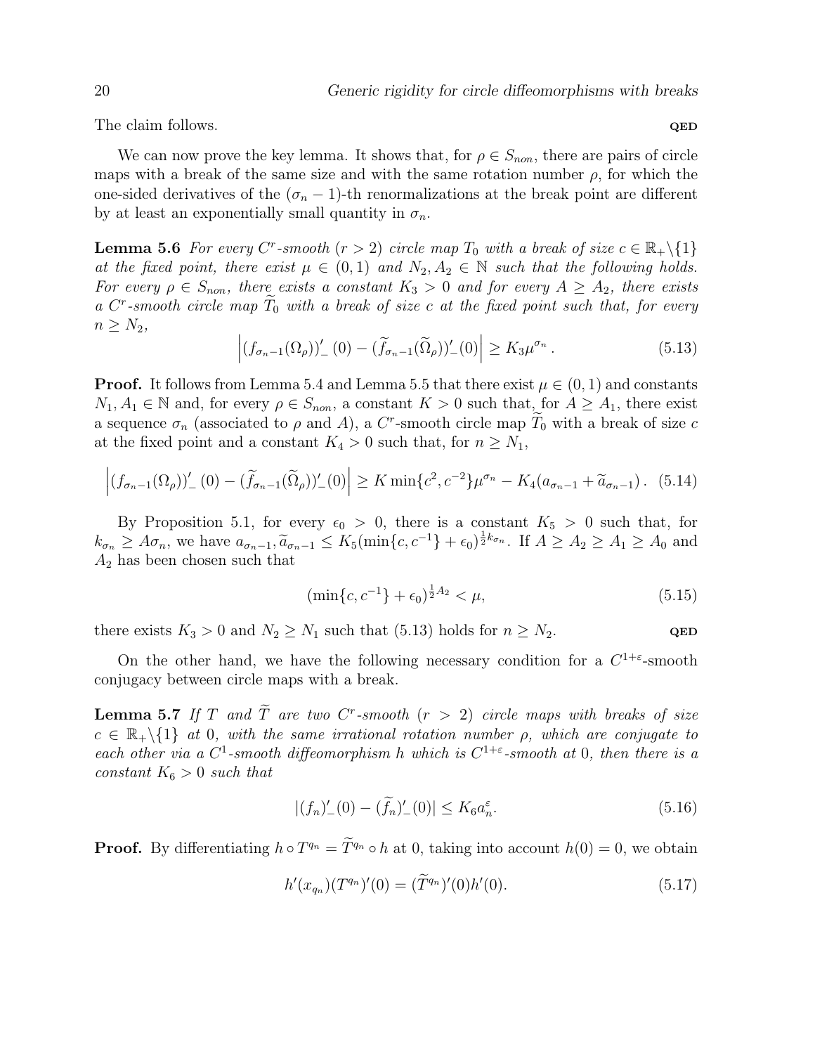The claim follows. **QED**

We can now prove the key lemma. It shows that, for $\rho \in S_{non}$, there are pairs of circle maps with a break of the same size and with the same rotation number $\rho$, for which the one-sided derivatives of the $(\sigma_n - 1)$-th renormalizations at the break point are different by at least an exponentially small quantity in $\sigma_n$.

**Lemma 5.6** *For every $C^r$-smooth $(r > 2)$ circle map $T_0$ with a break of size $c \in \mathbb{R}_+ \backslash \{1\}$ at the fixed point, there exist $\mu \in (0,1)$ and $N_2, A_2 \in \mathbb{N}$ such that the following holds. For every $\rho \in S_{non}$, there exists a constant $K_3 > 0$ and for every $A \geq A_2$, there exists a $C^r$-smooth circle map $\widetilde{T}_0$ with a break of size $c$ at the fixed point such that, for every $n \geq N_2$,*

$$\left| (f_{\sigma_n - 1}(\Omega_\rho))'_-(0) - (\widetilde{f}_{\sigma_n - 1}(\widetilde{\Omega}_\rho))'_-(0) \right| \geq K_3 \mu^{\sigma_n}. \tag{5.13}$$

**Proof.** It follows from Lemma 5.4 and Lemma 5.5 that there exist $\mu \in (0,1)$ and constants $N_1, A_1 \in \mathbb{N}$ and, for every $\rho \in S_{non}$, a constant $K > 0$ such that, for $A \geq A_1$, there exist a sequence $\sigma_n$ (associated to $\rho$ and $A$), a $C^r$-smooth circle map $\widetilde{T}_0$ with a break of size $c$ at the fixed point and a constant $K_4 > 0$ such that, for $n \geq N_1$,

$$\left| (f_{\sigma_n - 1}(\Omega_\rho))'_-(0) - (\widetilde{f}_{\sigma_n - 1}(\widetilde{\Omega}_\rho))'_-(0) \right| \geq K \min\{c^2, c^{-2}\} \mu^{\sigma_n} - K_4 (a_{\sigma_n - 1} + \widetilde{a}_{\sigma_n - 1}). \tag{5.14}$$

By Proposition 5.1, for every $\epsilon_0 > 0$, there is a constant $K_5 > 0$ such that, for $k_{\sigma_n} \geq A\sigma_n$, we have $a_{\sigma_n - 1}, \widetilde{a}_{\sigma_n - 1} \leq K_5 (\min\{c, c^{-1}\} + \epsilon_0)^{\frac{1}{2} k_{\sigma_n}}$. If $A \geq A_2 \geq A_1 \geq A_0$ and $A_2$ has been chosen such that

$$(\min\{c, c^{-1}\} + \epsilon_0)^{\frac{1}{2} A_2} < \mu, \tag{5.15}$$

there exists $K_3 > 0$ and $N_2 \geq N_1$ such that (5.13) holds for $n \geq N_2$. **QED**

On the other hand, we have the following necessary condition for a $C^{1+\varepsilon}$-smooth conjugacy between circle maps with a break.

**Lemma 5.7** *If $T$ and $\widetilde{T}$ are two $C^r$-smooth $(r > 2)$ circle maps with breaks of size $c \in \mathbb{R}_+ \backslash \{1\}$ at 0, with the same irrational rotation number $\rho$, which are conjugate to each other via a $C^1$-smooth diffeomorphism $h$ which is $C^{1+\varepsilon}$-smooth at 0, then there is a constant $K_6 > 0$ such that*

$$|(f_n)'_-(0) - (\widetilde{f}_n)'_-(0)| \leq K_6 a_n^{\varepsilon}. \tag{5.16}$$

**Proof.** By differentiating $h \circ T^{q_n} = \widetilde{T}^{q_n} \circ h$ at 0, taking into account $h(0) = 0$, we obtain

$$h'(x_{q_n})(T^{q_n})'(0) = (\widetilde{T}^{q_n})'(0) h'(0). \tag{5.17}$$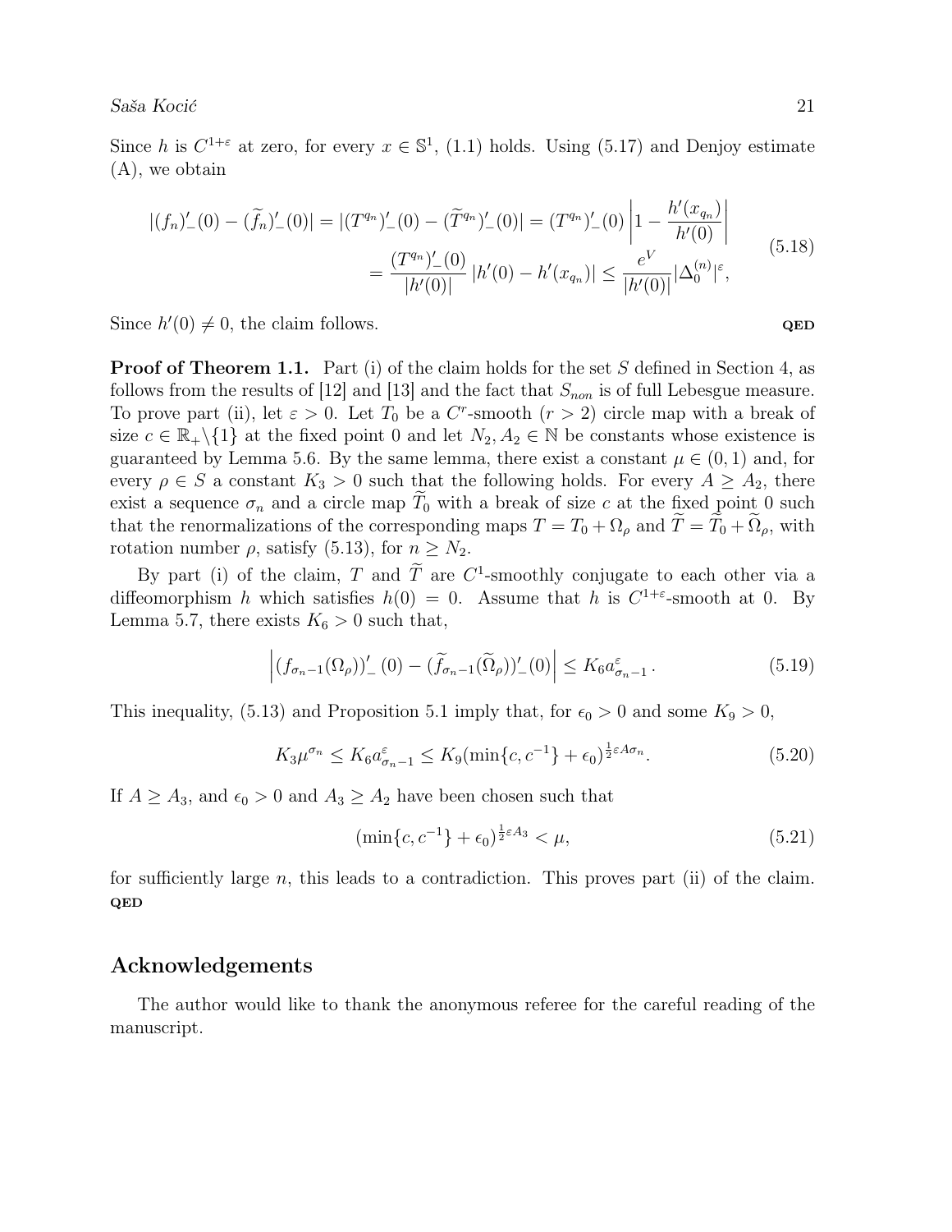Since $h$ is $C^{1+\varepsilon}$ at zero, for every $x \in \mathbb{S}^1$, (1.1) holds. Using (5.17) and Denjoy estimate (A), we obtain

$$
\begin{aligned}
|(f_n)'_-(0) - (\widetilde{f}_n)'_-(0)| = |(T^{q_n})'_-(0) - (\widetilde{T}^{q_n})'_-(0)| &= (T^{q_n})'_-(0) \left| 1 - \frac{h'(x_{q_n})}{h'(0)} \right| \\
&= \frac{(T^{q_n})'_-(0)}{|h'(0)|} \, |h'(0) - h'(x_{q_n})| \leq \frac{e^V}{|h'(0)|} |\Delta_0^{(n)}|^{\varepsilon},
\end{aligned}
\tag{5.18}
$$

Since $h'(0) \neq 0$, the claim follows. **QED**

**Proof of Theorem 1.1.** Part (i) of the claim holds for the set $S$ defined in Section 4, as follows from the results of [12] and [13] and the fact that $S_{non}$ is of full Lebesgue measure. To prove part (ii), let $\varepsilon > 0$. Let $T_0$ be a $C^r$-smooth ($r > 2$) circle map with a break of size $c \in \mathbb{R}_+ \backslash \{1\}$ at the fixed point 0 and let $N_2, A_2 \in \mathbb{N}$ be constants whose existence is guaranteed by Lemma 5.6. By the same lemma, there exist a constant $\mu \in (0,1)$ and, for every $\rho \in S$ a constant $K_3 > 0$ such that the following holds. For every $A \geq A_2$, there exist a sequence $\sigma_n$ and a circle map $\widetilde{T}_0$ with a break of size $c$ at the fixed point 0 such that the renormalizations of the corresponding maps $T = T_0 + \Omega_\rho$ and $\widetilde{T} = \widetilde{T}_0 + \widetilde{\Omega}_\rho$, with rotation number $\rho$, satisfy (5.13), for $n \geq N_2$.

By part (i) of the claim, $T$ and $\widetilde{T}$ are $C^1$-smoothly conjugate to each other via a diffeomorphism $h$ which satisfies $h(0) = 0$. Assume that $h$ is $C^{1+\varepsilon}$-smooth at 0. By Lemma 5.7, there exists $K_6 > 0$ such that,

$$
\left| (f_{\sigma_n - 1}(\Omega_\rho))'_-(0) - (\widetilde{f}_{\sigma_n - 1}(\widetilde{\Omega}_\rho))'_-(0) \right| \leq K_6 a_{\sigma_n - 1}^{\varepsilon}. \tag{5.19}
$$

This inequality, (5.13) and Proposition 5.1 imply that, for $\epsilon_0 > 0$ and some $K_9 > 0$,

$$
K_3 \mu^{\sigma_n} \leq K_6 a_{\sigma_n - 1}^{\varepsilon} \leq K_9 (\min\{c, c^{-1}\} + \epsilon_0)^{\frac{1}{2}\varepsilon A \sigma_n}. \tag{5.20}
$$

If $A \geq A_3$, and $\epsilon_0 > 0$ and $A_3 \geq A_2$ have been chosen such that

$$
(\min\{c, c^{-1}\} + \epsilon_0)^{\frac{1}{2}\varepsilon A_3} < \mu, \tag{5.21}
$$

for sufficiently large $n$, this leads to a contradiction. This proves part (ii) of the claim. **QED**

## Acknowledgements

The author would like to thank the anonymous referee for the careful reading of the manuscript.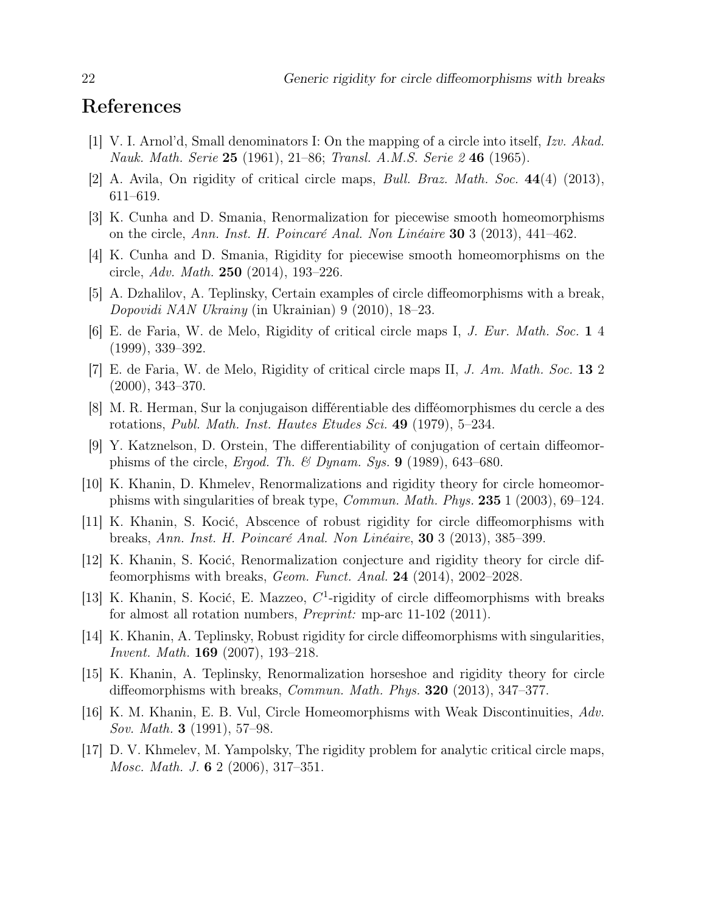# References

[1] V. I. Arnol'd, Small denominators I: On the mapping of a circle into itself, *Izv. Akad. Nauk. Math. Serie* **25** (1961), 21–86; *Transl. A.M.S. Serie 2* **46** (1965).

[2] A. Avila, On rigidity of critical circle maps, *Bull. Braz. Math. Soc.* **44**(4) (2013), 611–619.

[3] K. Cunha and D. Smania, Renormalization for piecewise smooth homeomorphisms on the circle, *Ann. Inst. H. Poincaré Anal. Non Linéaire* **30** 3 (2013), 441–462.

[4] K. Cunha and D. Smania, Rigidity for piecewise smooth homeomorphisms on the circle, *Adv. Math.* **250** (2014), 193–226.

[5] A. Dzhalilov, A. Teplinsky, Certain examples of circle diffeomorphisms with a break, *Dopovidi NAN Ukrainy* (in Ukrainian) 9 (2010), 18–23.

[6] E. de Faria, W. de Melo, Rigidity of critical circle maps I, *J. Eur. Math. Soc.* **1** 4 (1999), 339–392.

[7] E. de Faria, W. de Melo, Rigidity of critical circle maps II, *J. Am. Math. Soc.* **13** 2 (2000), 343–370.

[8] M. R. Herman, Sur la conjugaison différentiable des difféomorphismes du cercle a des rotations, *Publ. Math. Inst. Hautes Etudes Sci.* **49** (1979), 5–234.

[9] Y. Katznelson, D. Orstein, The differentiability of conjugation of certain diffeomorphisms of the circle, *Ergod. Th. & Dynam. Sys.* **9** (1989), 643–680.

[10] K. Khanin, D. Khmelev, Renormalizations and rigidity theory for circle homeomorphisms with singularities of break type, *Commun. Math. Phys.* **235** 1 (2003), 69–124.

[11] K. Khanin, S. Kocić, Abscence of robust rigidity for circle diffeomorphisms with breaks, *Ann. Inst. H. Poincaré Anal. Non Linéaire*, **30** 3 (2013), 385–399.

[12] K. Khanin, S. Kocić, Renormalization conjecture and rigidity theory for circle diffeomorphisms with breaks, *Geom. Funct. Anal.* **24** (2014), 2002–2028.

[13] K. Khanin, S. Kocić, E. Mazzeo, $C^1$-rigidity of circle diffeomorphisms with breaks for almost all rotation numbers, *Preprint:* mp-arc 11-102 (2011).

[14] K. Khanin, A. Teplinsky, Robust rigidity for circle diffeomorphisms with singularities, *Invent. Math.* **169** (2007), 193–218.

[15] K. Khanin, A. Teplinsky, Renormalization horseshoe and rigidity theory for circle diffeomorphisms with breaks, *Commun. Math. Phys.* **320** (2013), 347–377.

[16] K. M. Khanin, E. B. Vul, Circle Homeomorphisms with Weak Discontinuities, *Adv. Sov. Math.* **3** (1991), 57–98.

[17] D. V. Khmelev, M. Yampolsky, The rigidity problem for analytic critical circle maps, *Mosc. Math. J.* **6** 2 (2006), 317–351.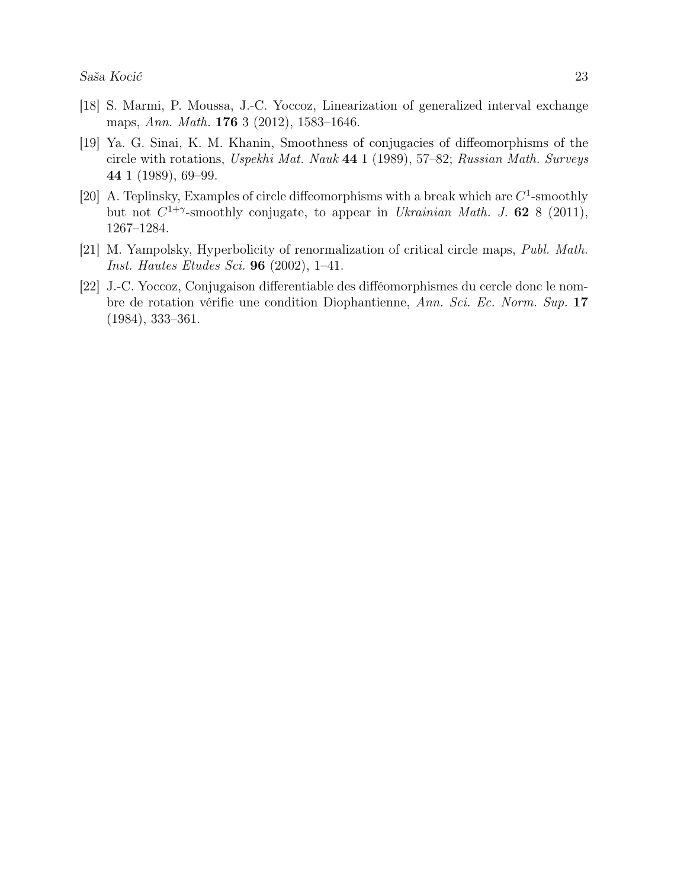[18] S. Marmi, P. Moussa, J.-C. Yoccoz, Linearization of generalized interval exchange maps, *Ann. Math.* **176** 3 (2012), 1583–1646.

[19] Ya. G. Sinai, K. M. Khanin, Smoothness of conjugacies of diffeomorphisms of the circle with rotations, *Uspekhi Mat. Nauk* **44** 1 (1989), 57–82; *Russian Math. Surveys* **44** 1 (1989), 69–99.

[20] A. Teplinsky, Examples of circle diffeomorphisms with a break which are $C^1$-smoothly but not $C^{1+\gamma}$-smoothly conjugate, to appear in *Ukrainian Math. J.* **62** 8 (2011), 1267–1284.

[21] M. Yampolsky, Hyperbolicity of renormalization of critical circle maps, *Publ. Math. Inst. Hautes Etudes Sci.* **96** (2002), 1–41.

[22] J.-C. Yoccoz, Conjugaison differentiable des difféomorphismes du cercle donc le nombre de rotation vérifie une condition Diophantienne, *Ann. Sci. Ec. Norm. Sup.* **17** (1984), 333–361.